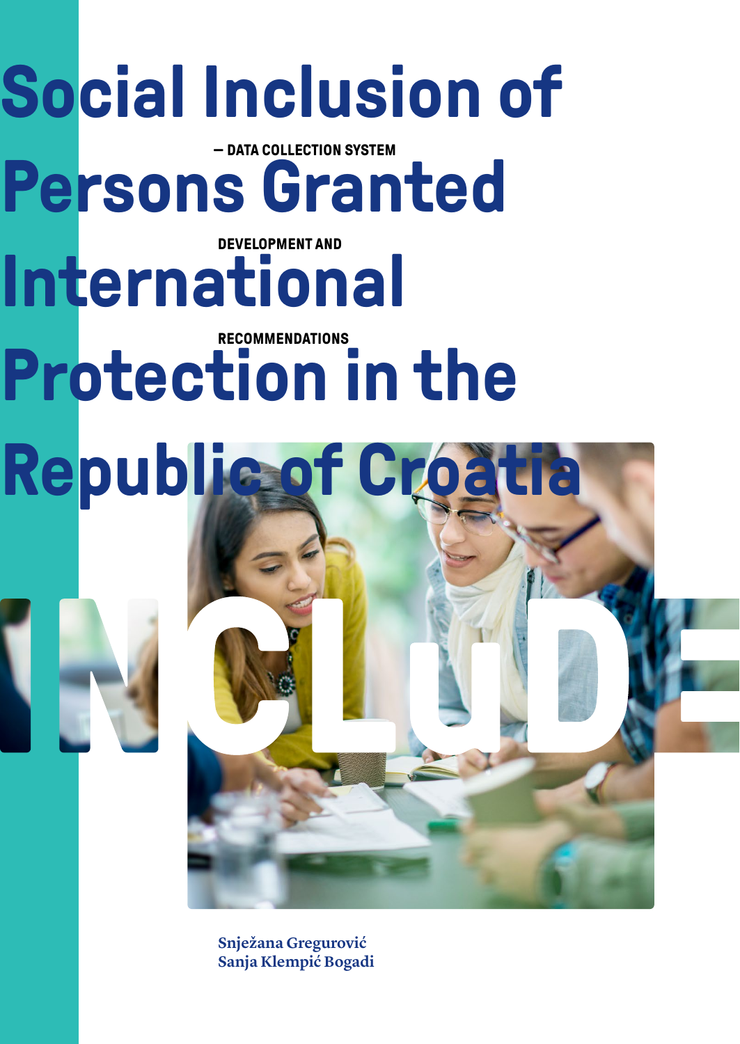# Social Inclusion of Persons Granted International Protection in the Republic of Croatia

## – DATA COLLECTION SYSTEM DEVELOPMENT AND RECOMMENDATIONS

INCLuDE

Snježana Gregurović
Sanja Klempić Bogadi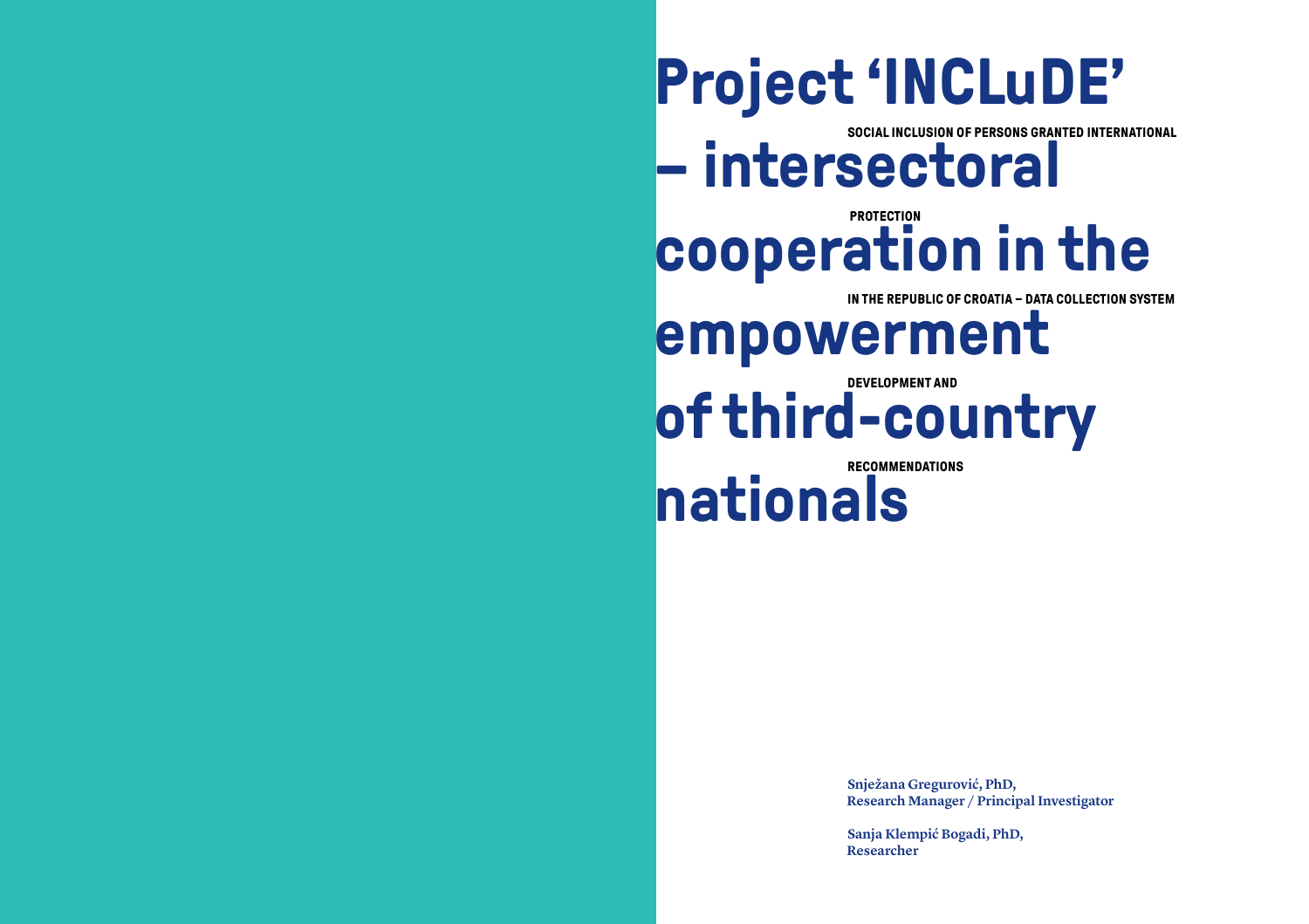# Project 'INCLuDE' – intersectoral cooperation in the empowerment of third-country nationals

**SOCIAL INCLUSION OF PERSONS GRANTED INTERNATIONAL PROTECTION IN THE REPUBLIC OF CROATIA – DATA COLLECTION SYSTEM DEVELOPMENT AND RECOMMENDATIONS**

**Snježana Gregurović, PhD,**
**Research Manager / Principal Investigator**

**Sanja Klempić Bogadi, PhD,**
**Researcher**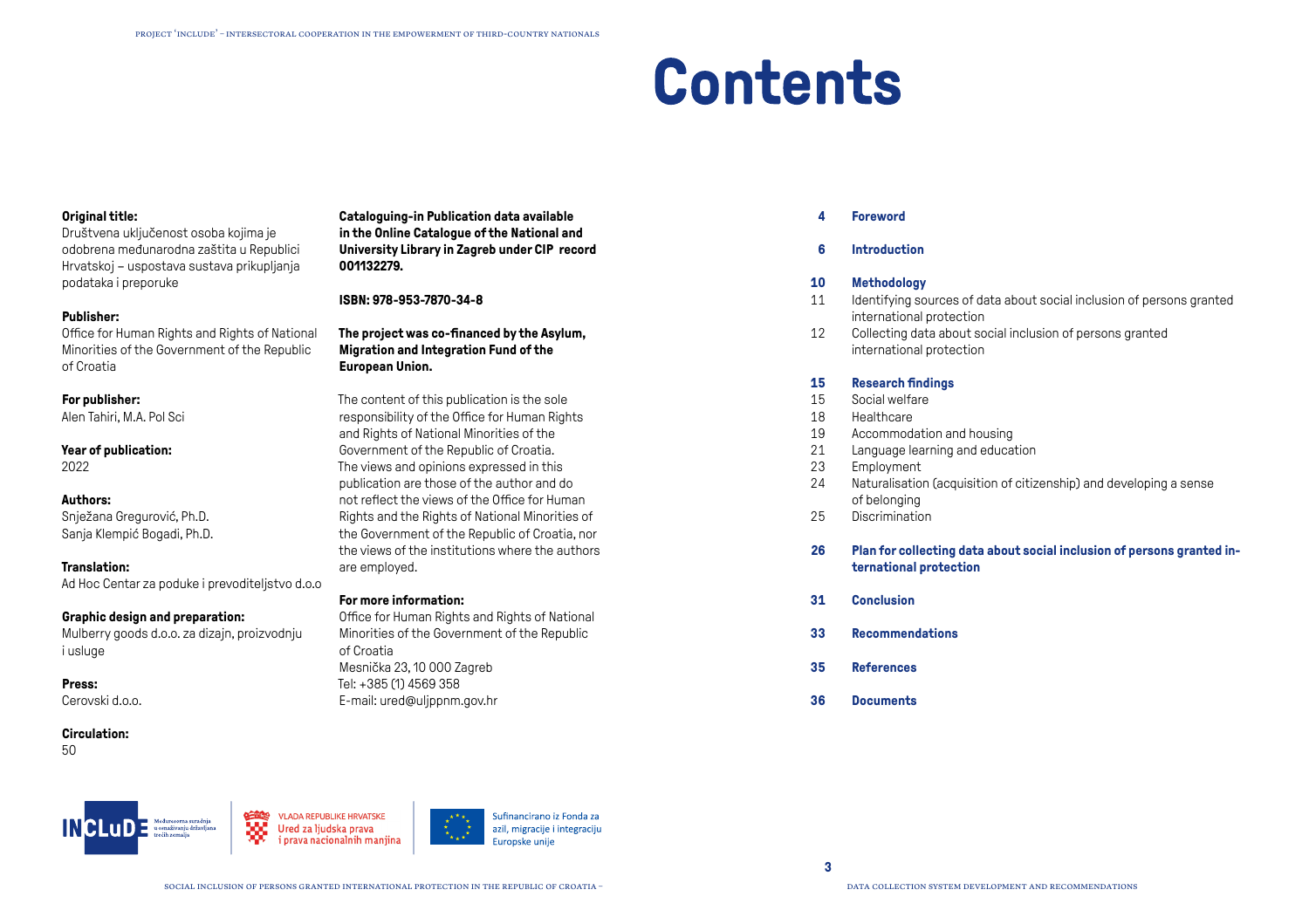**Original title:**
Društvena uključenost osoba kojima je odobrena međunarodna zaštita u Republici Hrvatskoj – uspostava sustava prikupljanja podataka i preporuke

**Publisher:**
Office for Human Rights and Rights of National Minorities of the Government of the Republic of Croatia

**For publisher:**
Alen Tahiri, M.A. Pol Sci

**Year of publication:**
2022

**Authors:**
Snježana Gregurović, Ph.D.
Sanja Klempić Bogadi, Ph.D.

**Translation:**
Ad Hoc Centar za poduke i prevoditeljstvo d.o.o

**Graphic design and preparation:**
Mulberry goods d.o.o. za dizajn, proizvodnju i usluge

**Press:**
Cerovski d.o.o.

**Circulation:**
50

**Cataloguing-in Publication data available in the Online Catalogue of the National and University Library in Zagreb under CIP record 001132279.**

**ISBN: 978-953-7870-34-8**

**The project was co-financed by the Asylum, Migration and Integration Fund of the European Union.**

The content of this publication is the sole responsibility of the Office for Human Rights and Rights of National Minorities of the Government of the Republic of Croatia. The views and opinions expressed in this publication are those of the author and do not reflect the views of the Office for Human Rights and the Rights of National Minorities of the Government of the Republic of Croatia, nor the views of the institutions where the authors are employed.

**For more information:**
Office for Human Rights and Rights of National Minorities of the Government of the Republic of Croatia
Mesnička 23, 10 000 Zagreb
Tel: +385 (1) 4569 358
E-mail: ured@uljppnm.gov.hr

Međuresorna suradnja u osnaživanju državljana trećih zemalja

VLADA REPUBLIKE HRVATSKE
Ured za ljudska prava i prava nacionalnih manjina

Sufinancirano iz Fonda za azil, migracije i integraciju Europske unije

# Contents

- **4 Foreword**
- **6 Introduction**
- **10 Methodology**
  - 11 Identifying sources of data about social inclusion of persons granted international protection
  - 12 Collecting data about social inclusion of persons granted international protection
- **15 Research findings**
  - 15 Social welfare
  - 18 Healthcare
  - 19 Accommodation and housing
  - 21 Language learning and education
  - 23 Employment
  - 24 Naturalisation (acquisition of citizenship) and developing a sense of belonging
  - 25 Discrimination
- **26 Plan for collecting data about social inclusion of persons granted international protection**
- **31 Conclusion**
- **33 Recommendations**
- **35 References**
- **36 Documents**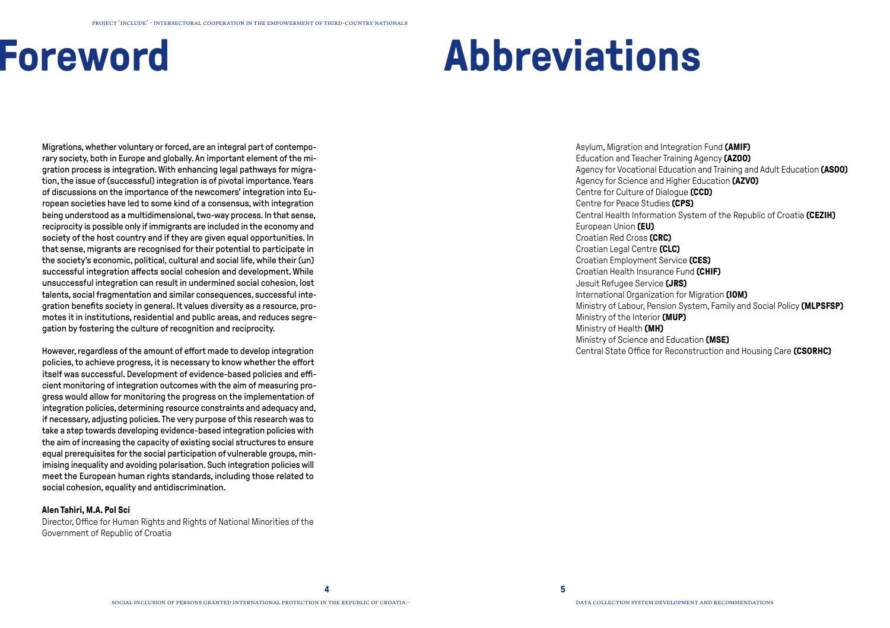# Foreword

Migrations, whether voluntary or forced, are an integral part of contemporary society, both in Europe and globally. An important element of the migration process is integration. With enhancing legal pathways for migration, the issue of (successful) integration is of pivotal importance. Years of discussions on the importance of the newcomers' integration into European societies have led to some kind of a consensus, with integration being understood as a multidimensional, two-way process. In that sense, reciprocity is possible only if immigrants are included in the economy and society of the host country and if they are given equal opportunities. In that sense, migrants are recognised for their potential to participate in the society's economic, political, cultural and social life, while their (un) successful integration affects social cohesion and development. While unsuccessful integration can result in undermined social cohesion, lost talents, social fragmentation and similar consequences, successful integration benefits society in general. It values diversity as a resource, promotes it in institutions, residential and public areas, and reduces segregation by fostering the culture of recognition and reciprocity.

However, regardless of the amount of effort made to develop integration policies, to achieve progress, it is necessary to know whether the effort itself was successful. Development of evidence-based policies and efficient monitoring of integration outcomes with the aim of measuring progress would allow for monitoring the progress on the implementation of integration policies, determining resource constraints and adequacy and, if necessary, adjusting policies. The very purpose of this research was to take a step towards developing evidence-based integration policies with the aim of increasing the capacity of existing social structures to ensure equal prerequisites for the social participation of vulnerable groups, minimising inequality and avoiding polarisation. Such integration policies will meet the European human rights standards, including those related to social cohesion, equality and antidiscrimination.

**Alen Tahiri, M.A. Pol Sci**
Director, Office for Human Rights and Rights of National Minorities of the Government of Republic of Croatia

# Abbreviations

Asylum, Migration and Integration Fund **(AMIF)**
Education and Teacher Training Agency **(AZOO)**
Agency for Vocational Education and Training and Adult Education **(ASOO)**
Agency for Science and Higher Education **(AZVO)**
Centre for Culture of Dialogue **(CCD)**
Centre for Peace Studies **(CPS)**
Central Health Information System of the Republic of Croatia **(CEZIH)**
European Union **(EU)**
Croatian Red Cross **(CRC)**
Croatian Legal Centre **(CLC)**
Croatian Employment Service **(CES)**
Croatian Health Insurance Fund **(CHIF)**
Jesuit Refugee Service **(JRS)**
International Organization for Migration **(IOM)**
Ministry of Labour, Pension System, Family and Social Policy **(MLPSFSP)**
Ministry of the Interior **(MUP)**
Ministry of Health **(MH)**
Ministry of Science and Education **(MSE)**
Central State Office for Reconstruction and Housing Care **(CSORHC)**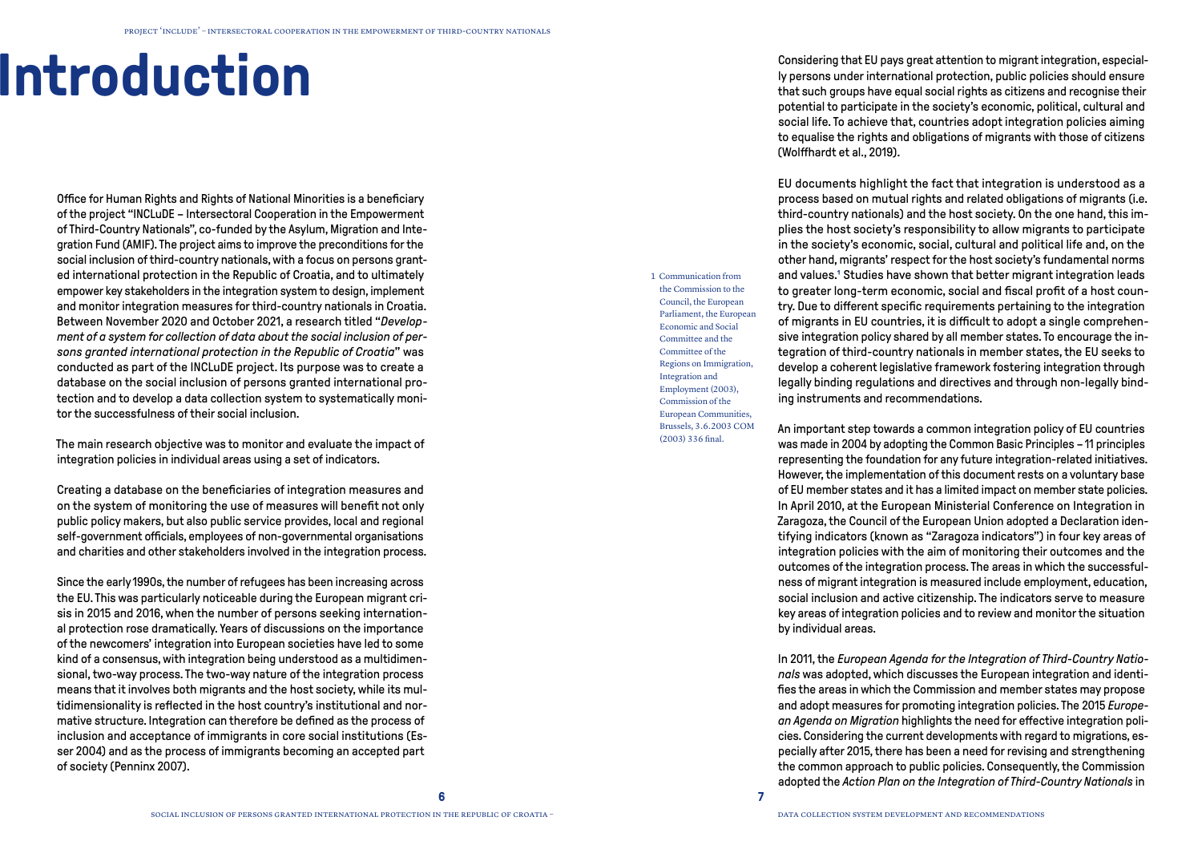# Introduction

Office for Human Rights and Rights of National Minorities is a beneficiary of the project "INCLuDE – Intersectoral Cooperation in the Empowerment of Third-Country Nationals", co-funded by the Asylum, Migration and Integration Fund (AMIF). The project aims to improve the preconditions for the social inclusion of third-country nationals, with a focus on persons granted international protection in the Republic of Croatia, and to ultimately empower key stakeholders in the integration system to design, implement and monitor integration measures for third-country nationals in Croatia. Between November 2020 and October 2021, a research titled "*Development of a system for collection of data about the social inclusion of persons granted international protection in the Republic of Croatia*" was conducted as part of the INCLuDE project. Its purpose was to create a database on the social inclusion of persons granted international protection and to develop a data collection system to systematically monitor the successfulness of their social inclusion.

The main research objective was to monitor and evaluate the impact of integration policies in individual areas using a set of indicators.

Creating a database on the beneficiaries of integration measures and on the system of monitoring the use of measures will benefit not only public policy makers, but also public service provides, local and regional self-government officials, employees of non-governmental organisations and charities and other stakeholders involved in the integration process.

Since the early 1990s, the number of refugees has been increasing across the EU. This was particularly noticeable during the European migrant crisis in 2015 and 2016, when the number of persons seeking international protection rose dramatically. Years of discussions on the importance of the newcomers' integration into European societies have led to some kind of a consensus, with integration being understood as a multidimensional, two-way process. The two-way nature of the integration process means that it involves both migrants and the host society, while its multidimensionality is reflected in the host country's institutional and normative structure. Integration can therefore be defined as the process of inclusion and acceptance of immigrants in core social institutions (Esser 2004) and as the process of immigrants becoming an accepted part of society (Penninx 2007).

Considering that EU pays great attention to migrant integration, especially persons under international protection, public policies should ensure that such groups have equal social rights as citizens and recognise their potential to participate in the society's economic, political, cultural and social life. To achieve that, countries adopt integration policies aiming to equalise the rights and obligations of migrants with those of citizens (Wolffhardt et al., 2019).

EU documents highlight the fact that integration is understood as a process based on mutual rights and related obligations of migrants (i.e. third-country nationals) and the host society. On the one hand, this implies the host society's responsibility to allow migrants to participate in the society's economic, social, cultural and political life and, on the other hand, migrants' respect for the host society's fundamental norms and values.[1] Studies have shown that better migrant integration leads to greater long-term economic, social and fiscal profit of a host country. Due to different specific requirements pertaining to the integration of migrants in EU countries, it is difficult to adopt a single comprehensive integration policy shared by all member states. To encourage the integration of third-country nationals in member states, the EU seeks to develop a coherent legislative framework fostering integration through legally binding regulations and directives and through non-legally binding instruments and recommendations.

An important step towards a common integration policy of EU countries was made in 2004 by adopting the Common Basic Principles – 11 principles representing the foundation for any future integration-related initiatives. However, the implementation of this document rests on a voluntary base of EU member states and it has a limited impact on member state policies. In April 2010, at the European Ministerial Conference on Integration in Zaragoza, the Council of the European Union adopted a Declaration identifying indicators (known as "Zaragoza indicators") in four key areas of integration policies with the aim of monitoring their outcomes and the outcomes of the integration process. The areas in which the successfulness of migrant integration is measured include employment, education, social inclusion and active citizenship. The indicators serve to measure key areas of integration policies and to review and monitor the situation by individual areas.

In 2011, the *European Agenda for the Integration of Third-Country Nationals* was adopted, which discusses the European integration and identifies the areas in which the Commission and member states may propose and adopt measures for promoting integration policies. The 2015 *European Agenda on Migration* highlights the need for effective integration policies. Considering the current developments with regard to migrations, especially after 2015, there has been a need for revising and strengthening the common approach to public policies. Consequently, the Commission adopted the *Action Plan on the Integration of Third-Country Nationals* in

[1] Communication from the Commission to the Council, the European Parliament, the European Economic and Social Committee and the Committee of the Regions on Immigration, Integration and Employment (2003), Commission of the European Communities, Brussels, 3.6.2003 COM (2003) 336 final.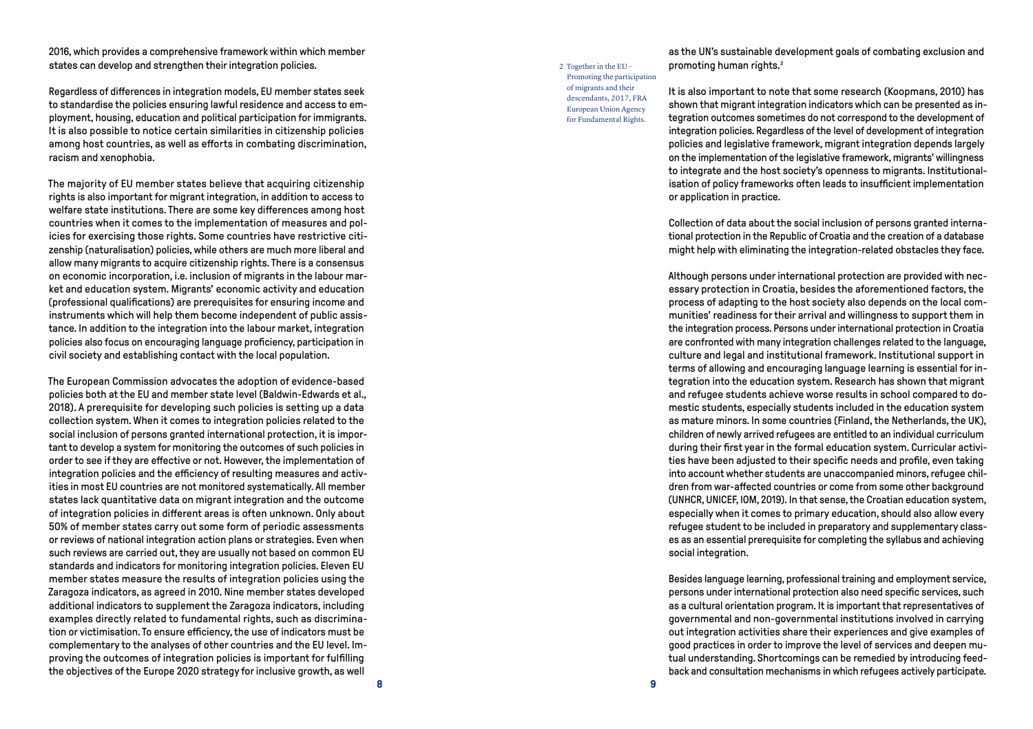2016, which provides a comprehensive framework within which member states can develop and strengthen their integration policies.

Regardless of differences in integration models, EU member states seek to standardise the policies ensuring lawful residence and access to employment, housing, education and political participation for immigrants. It is also possible to notice certain similarities in citizenship policies among host countries, as well as efforts in combating discrimination, racism and xenophobia.

The majority of EU member states believe that acquiring citizenship rights is also important for migrant integration, in addition to access to welfare state institutions. There are some key differences among host countries when it comes to the implementation of measures and policies for exercising those rights. Some countries have restrictive citizenship (naturalisation) policies, while others are much more liberal and allow many migrants to acquire citizenship rights. There is a consensus on economic incorporation, i.e. inclusion of migrants in the labour market and education system. Migrants' economic activity and education (professional qualifications) are prerequisites for ensuring income and instruments which will help them become independent of public assistance. In addition to the integration into the labour market, integration policies also focus on encouraging language proficiency, participation in civil society and establishing contact with the local population.

The European Commission advocates the adoption of evidence-based policies both at the EU and member state level (Baldwin-Edwards et al., 2018). A prerequisite for developing such policies is setting up a data collection system. When it comes to integration policies related to the social inclusion of persons granted international protection, it is important to develop a system for monitoring the outcomes of such policies in order to see if they are effective or not. However, the implementation of integration policies and the efficiency of resulting measures and activities in most EU countries are not monitored systematically. All member states lack quantitative data on migrant integration and the outcome of integration policies in different areas is often unknown. Only about 50% of member states carry out some form of periodic assessments or reviews of national integration action plans or strategies. Even when such reviews are carried out, they are usually not based on common EU standards and indicators for monitoring integration policies. Eleven EU member states measure the results of integration policies using the Zaragoza indicators, as agreed in 2010. Nine member states developed additional indicators to supplement the Zaragoza indicators, including examples directly related to fundamental rights, such as discrimination or victimisation. To ensure efficiency, the use of indicators must be complementary to the analyses of other countries and the EU level. Improving the outcomes of integration policies is important for fulfilling the objectives of the Europe 2020 strategy for inclusive growth, as well as the UN's sustainable development goals of combating exclusion and promoting human rights.[2]

It is also important to note that some research (Koopmans, 2010) has shown that migrant integration indicators which can be presented as integration outcomes sometimes do not correspond to the development of integration policies. Regardless of the level of development of integration policies and legislative framework, migrant integration depends largely on the implementation of the legislative framework, migrants' willingness to integrate and the host society's openness to migrants. Institutionalisation of policy frameworks often leads to insufficient implementation or application in practice.

Collection of data about the social inclusion of persons granted international protection in the Republic of Croatia and the creation of a database might help with eliminating the integration-related obstacles they face.

Although persons under international protection are provided with necessary protection in Croatia, besides the aforementioned factors, the process of adapting to the host society also depends on the local communities' readiness for their arrival and willingness to support them in the integration process. Persons under international protection in Croatia are confronted with many integration challenges related to the language, culture and legal and institutional framework. Institutional support in terms of allowing and encouraging language learning is essential for integration into the education system. Research has shown that migrant and refugee students achieve worse results in school compared to domestic students, especially students included in the education system as mature minors. In some countries (Finland, the Netherlands, the UK), children of newly arrived refugees are entitled to an individual curriculum during their first year in the formal education system. Curricular activities have been adjusted to their specific needs and profile, even taking into account whether students are unaccompanied minors, refugee children from war-affected countries or come from some other background (UNHCR, UNICEF, IOM, 2019). In that sense, the Croatian education system, especially when it comes to primary education, should also allow every refugee student to be included in preparatory and supplementary classes as an essential prerequisite for completing the syllabus and achieving social integration.

Besides language learning, professional training and employment service, persons under international protection also need specific services, such as a cultural orientation program. It is important that representatives of governmental and non-governmental institutions involved in carrying out integration activities share their experiences and give examples of good practices in order to improve the level of services and deepen mutual understanding. Shortcomings can be remedied by introducing feedback and consultation mechanisms in which refugees actively participate.

2 Together in the EU – Promoting the participation of migrants and their descendants, 2017, FRA European Union Agency for Fundamental Rights.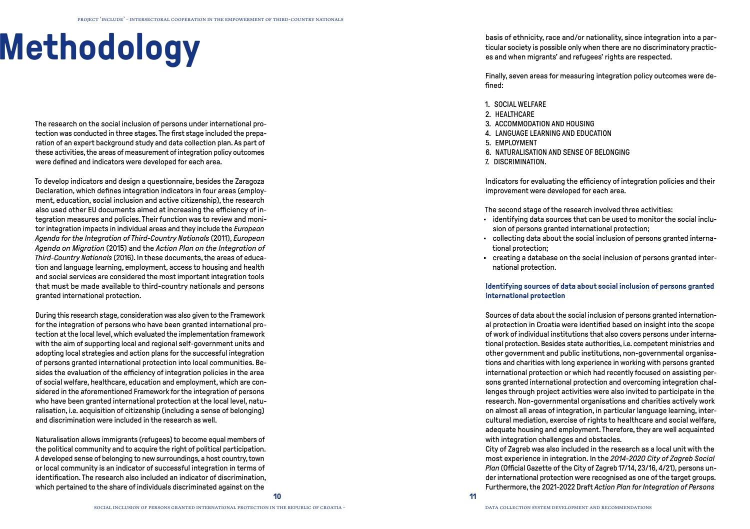# Methodology

The research on the social inclusion of persons under international protection was conducted in three stages. The first stage included the preparation of an expert background study and data collection plan. As part of these activities, the areas of measurement of integration policy outcomes were defined and indicators were developed for each area.

To develop indicators and design a questionnaire, besides the Zaragoza Declaration, which defines integration indicators in four areas (employment, education, social inclusion and active citizenship), the research also used other EU documents aimed at increasing the efficiency of integration measures and policies. Their function was to review and monitor integration impacts in individual areas and they include the *European Agenda for the Integration of Third-Country Nationals* (2011), *European Agenda on Migration* (2015) and the *Action Plan on the Integration of Third-Country Nationals* (2016). In these documents, the areas of education and language learning, employment, access to housing and health and social services are considered the most important integration tools that must be made available to third-country nationals and persons granted international protection.

During this research stage, consideration was also given to the Framework for the integration of persons who have been granted international protection at the local level, which evaluated the implementation framework with the aim of supporting local and regional self-government units and adopting local strategies and action plans for the successful integration of persons granted international protection into local communities. Besides the evaluation of the efficiency of integration policies in the area of social welfare, healthcare, education and employment, which are considered in the aforementioned Framework for the integration of persons who have been granted international protection at the local level, naturalisation, i.e. acquisition of citizenship (including a sense of belonging) and discrimination were included in the research as well.

Naturalisation allows immigrants (refugees) to become equal members of the political community and to acquire the right of political participation. A developed sense of belonging to new surroundings, a host country, town or local community is an indicator of successful integration in terms of identification. The research also included an indicator of discrimination, which pertained to the share of individuals discriminated against on the basis of ethnicity, race and/or nationality, since integration into a particular society is possible only when there are no discriminatory practices and when migrants' and refugees' rights are respected.

Finally, seven areas for measuring integration policy outcomes were defined:

1. SOCIAL WELFARE
2. HEALTHCARE
3. ACCOMMODATION AND HOUSING
4. LANGUAGE LEARNING AND EDUCATION
5. EMPLOYMENT
6. NATURALISATION AND SENSE OF BELONGING
7. DISCRIMINATION.

Indicators for evaluating the efficiency of integration policies and their improvement were developed for each area.

The second stage of the research involved three activities:

- identifying data sources that can be used to monitor the social inclusion of persons granted international protection;
- collecting data about the social inclusion of persons granted international protection;
- creating a database on the social inclusion of persons granted international protection.

**Identifying sources of data about social inclusion of persons granted international protection**

Sources of data about the social inclusion of persons granted international protection in Croatia were identified based on insight into the scope of work of individual institutions that also covers persons under international protection. Besides state authorities, i.e. competent ministries and other government and public institutions, non-governmental organisations and charities with long experience in working with persons granted international protection or which had recently focused on assisting persons granted international protection and overcoming integration challenges through project activities were also invited to participate in the research. Non-governmental organisations and charities actively work on almost all areas of integration, in particular language learning, intercultural mediation, exercise of rights to healthcare and social welfare, adequate housing and employment. Therefore, they are well acquainted with integration challenges and obstacles.

City of Zagreb was also included in the research as a local unit with the most experience in integration. In the *2014-2020 City of Zagreb Social Plan* (Official Gazette of the City of Zagreb 17/14, 23/16, 4/21), persons under international protection were recognised as one of the target groups. Furthermore, the 2021-2022 Draft *Action Plan for Integration of Persons*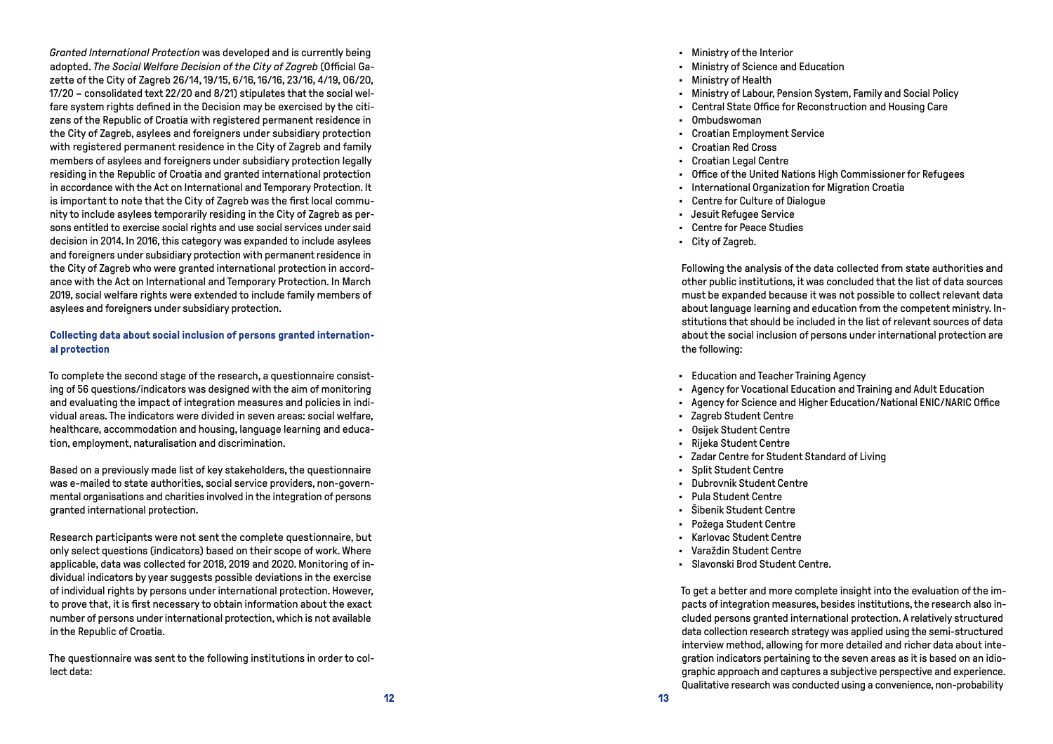*Granted International Protection* was developed and is currently being adopted. *The Social Welfare Decision of the City of Zagreb* (Official Gazette of the City of Zagreb 26/14, 19/15, 6/16, 16/16, 23/16, 4/19, 06/20, 17/20 – consolidated text 22/20 and 8/21) stipulates that the social welfare system rights defined in the Decision may be exercised by the citizens of the Republic of Croatia with registered permanent residence in the City of Zagreb, asylees and foreigners under subsidiary protection with registered permanent residence in the City of Zagreb and family members of asylees and foreigners under subsidiary protection legally residing in the Republic of Croatia and granted international protection in accordance with the Act on International and Temporary Protection. It is important to note that the City of Zagreb was the first local community to include asylees temporarily residing in the City of Zagreb as persons entitled to exercise social rights and use social services under said decision in 2014. In 2016, this category was expanded to include asylees and foreigners under subsidiary protection with permanent residence in the City of Zagreb who were granted international protection in accordance with the Act on International and Temporary Protection. In March 2019, social welfare rights were extended to include family members of asylees and foreigners under subsidiary protection.

**Collecting data about social inclusion of persons granted international protection**

To complete the second stage of the research, a questionnaire consisting of 56 questions/indicators was designed with the aim of monitoring and evaluating the impact of integration measures and policies in individual areas. The indicators were divided in seven areas: social welfare, healthcare, accommodation and housing, language learning and education, employment, naturalisation and discrimination.

Based on a previously made list of key stakeholders, the questionnaire was e-mailed to state authorities, social service providers, non-governmental organisations and charities involved in the integration of persons granted international protection.

Research participants were not sent the complete questionnaire, but only select questions (indicators) based on their scope of work. Where applicable, data was collected for 2018, 2019 and 2020. Monitoring of individual indicators by year suggests possible deviations in the exercise of individual rights by persons under international protection. However, to prove that, it is first necessary to obtain information about the exact number of persons under international protection, which is not available in the Republic of Croatia.

The questionnaire was sent to the following institutions in order to collect data:

- Ministry of the Interior
- Ministry of Science and Education
- Ministry of Health
- Ministry of Labour, Pension System, Family and Social Policy
- Central State Office for Reconstruction and Housing Care
- Ombudswoman
- Croatian Employment Service
- Croatian Red Cross
- Croatian Legal Centre
- Office of the United Nations High Commissioner for Refugees
- International Organization for Migration Croatia
- Centre for Culture of Dialogue
- Jesuit Refugee Service
- Centre for Peace Studies
- City of Zagreb.

Following the analysis of the data collected from state authorities and other public institutions, it was concluded that the list of data sources must be expanded because it was not possible to collect relevant data about language learning and education from the competent ministry. Institutions that should be included in the list of relevant sources of data about the social inclusion of persons under international protection are the following:

- Education and Teacher Training Agency
- Agency for Vocational Education and Training and Adult Education
- Agency for Science and Higher Education/National ENIC/NARIC Office
- Zagreb Student Centre
- Osijek Student Centre
- Rijeka Student Centre
- Zadar Centre for Student Standard of Living
- Split Student Centre
- Dubrovnik Student Centre
- Pula Student Centre
- Šibenik Student Centre
- Požega Student Centre
- Karlovac Student Centre
- Varaždin Student Centre
- Slavonski Brod Student Centre.

To get a better and more complete insight into the evaluation of the impacts of integration measures, besides institutions, the research also included persons granted international protection. A relatively structured data collection research strategy was applied using the semi-structured interview method, allowing for more detailed and richer data about integration indicators pertaining to the seven areas as it is based on an idiographic approach and captures a subjective perspective and experience. Qualitative research was conducted using a convenience, non-probability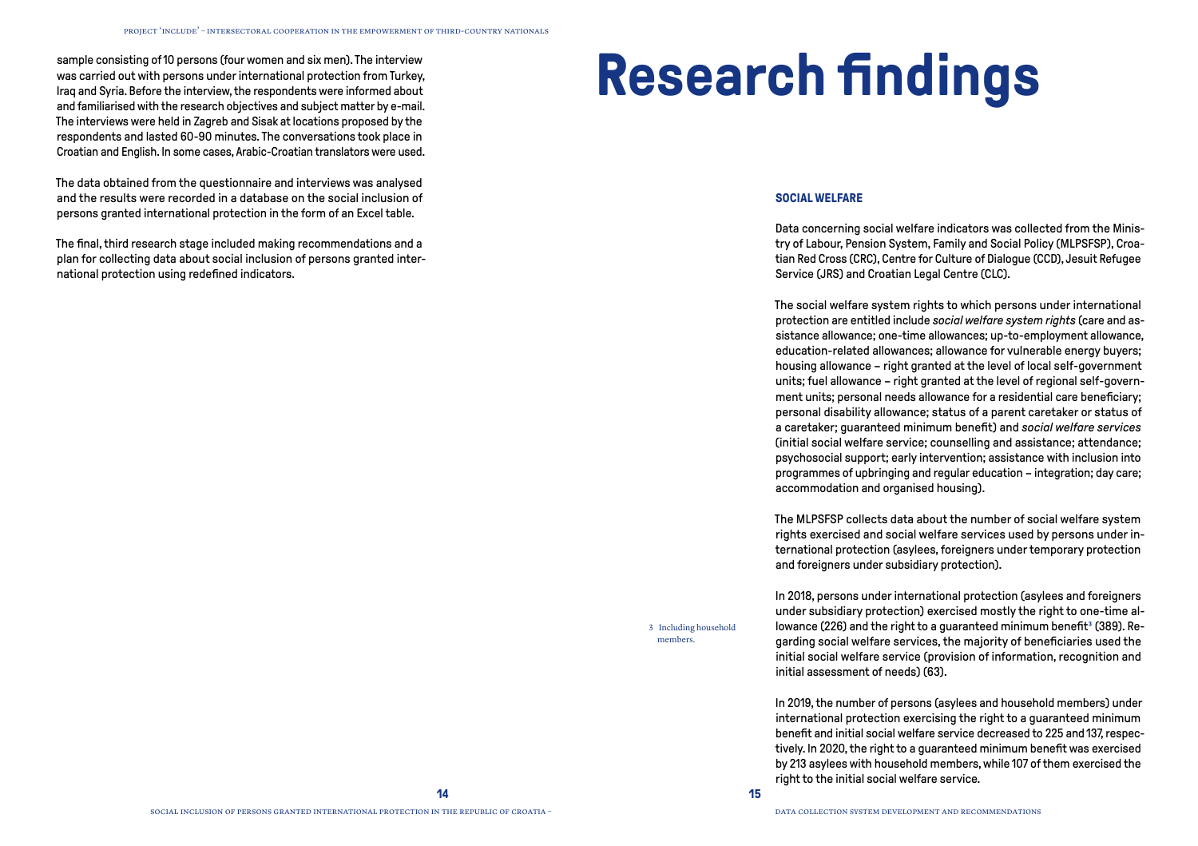sample consisting of 10 persons (four women and six men). The interview was carried out with persons under international protection from Turkey, Iraq and Syria. Before the interview, the respondents were informed about and familiarised with the research objectives and subject matter by e-mail. The interviews were held in Zagreb and Sisak at locations proposed by the respondents and lasted 60-90 minutes. The conversations took place in Croatian and English. In some cases, Arabic-Croatian translators were used.

The data obtained from the questionnaire and interviews was analysed and the results were recorded in a database on the social inclusion of persons granted international protection in the form of an Excel table.

The final, third research stage included making recommendations and a plan for collecting data about social inclusion of persons granted international protection using redefined indicators.

# Research findings

### SOCIAL WELFARE

Data concerning social welfare indicators was collected from the Ministry of Labour, Pension System, Family and Social Policy (MLPSFSP), Croatian Red Cross (CRC), Centre for Culture of Dialogue (CCD), Jesuit Refugee Service (JRS) and Croatian Legal Centre (CLC).

The social welfare system rights to which persons under international protection are entitled include *social welfare system rights* (care and assistance allowance; one-time allowances; up-to-employment allowance, education-related allowances; allowance for vulnerable energy buyers; housing allowance – right granted at the level of local self-government units; fuel allowance – right granted at the level of regional self-government units; personal needs allowance for a residential care beneficiary; personal disability allowance; status of a parent caretaker or status of a caretaker; guaranteed minimum benefit) and *social welfare services* (initial social welfare service; counselling and assistance; attendance; psychosocial support; early intervention; assistance with inclusion into programmes of upbringing and regular education – integration; day care; accommodation and organised housing).

The MLPSFSP collects data about the number of social welfare system rights exercised and social welfare services used by persons under international protection (asylees, foreigners under temporary protection and foreigners under subsidiary protection).

In 2018, persons under international protection (asylees and foreigners under subsidiary protection) exercised mostly the right to one-time allowance (226) and the right to a guaranteed minimum benefit[3] (389). Regarding social welfare services, the majority of beneficiaries used the initial social welfare service (provision of information, recognition and initial assessment of needs) (63).

In 2019, the number of persons (asylees and household members) under international protection exercising the right to a guaranteed minimum benefit and initial social welfare service decreased to 225 and 137, respectively. In 2020, the right to a guaranteed minimum benefit was exercised by 213 asylees with household members, while 107 of them exercised the right to the initial social welfare service.

3 Including household members.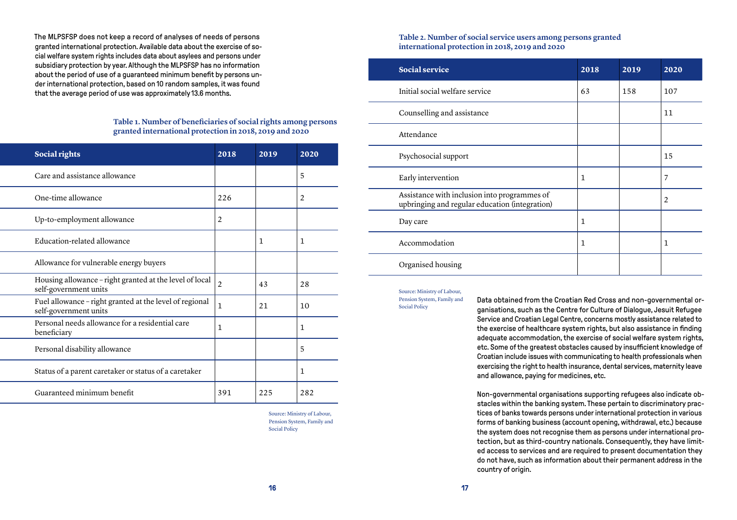The MLPSFSP does not keep a record of analyses of needs of persons granted international protection. Available data about the exercise of social welfare system rights includes data about asylees and persons under subsidiary protection by year. Although the MLPSFSP has no information about the period of use of a guaranteed minimum benefit by persons under international protection, based on 10 random samples, it was found that the average period of use was approximately 13.6 months.

**Table 1. Number of beneficiaries of social rights among persons granted international protection in 2018, 2019 and 2020**

| Social rights | 2018 | 2019 | 2020 |
|---|---|---|---|
| Care and assistance allowance | | | 5 |
| One-time allowance | 226 | | 2 |
| Up-to-employment allowance | 2 | | |
| Education-related allowance | | 1 | 1 |
| Allowance for vulnerable energy buyers | | | |
| Housing allowance – right granted at the level of local self-government units | 2 | 43 | 28 |
| Fuel allowance – right granted at the level of regional self-government units | 1 | 21 | 10 |
| Personal needs allowance for a residential care beneficiary | 1 | | 1 |
| Personal disability allowance | | | 5 |
| Status of a parent caretaker or status of a caretaker | | | 1 |
| Guaranteed minimum benefit | 391 | 225 | 282 |

Source: Ministry of Labour, Pension System, Family and Social Policy

**Table 2. Number of social service users among persons granted international protection in 2018, 2019 and 2020**

| Social service | 2018 | 2019 | 2020 |
|---|---|---|---|
| Initial social welfare service | 63 | 158 | 107 |
| Counselling and assistance | | | 11 |
| Attendance | | | |
| Psychosocial support | | | 15 |
| Early intervention | 1 | | 7 |
| Assistance with inclusion into programmes of upbringing and regular education (integration) | | | 2 |
| Day care | 1 | | |
| Accommodation | 1 | | 1 |
| Organised housing | | | |

Source: Ministry of Labour, Pension System, Family and Social Policy

Data obtained from the Croatian Red Cross and non-governmental organisations, such as the Centre for Culture of Dialogue, Jesuit Refugee Service and Croatian Legal Centre, concerns mostly assistance related to the exercise of healthcare system rights, but also assistance in finding adequate accommodation, the exercise of social welfare system rights, etc. Some of the greatest obstacles caused by insufficient knowledge of Croatian include issues with communicating to health professionals when exercising the right to health insurance, dental services, maternity leave and allowance, paying for medicines, etc.

Non-governmental organisations supporting refugees also indicate obstacles within the banking system. These pertain to discriminatory practices of banks towards persons under international protection in various forms of banking business (account opening, withdrawal, etc.) because the system does not recognise them as persons under international protection, but as third-country nationals. Consequently, they have limited access to services and are required to present documentation they do not have, such as information about their permanent address in the country of origin.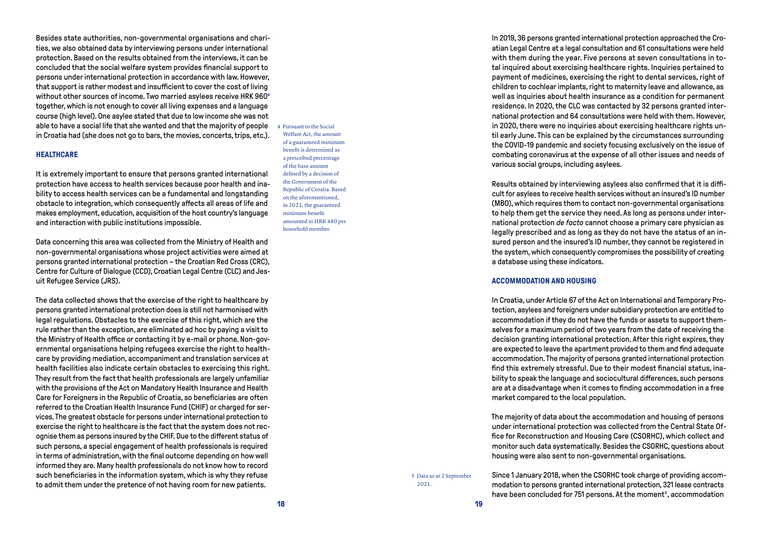Besides state authorities, non-governmental organisations and charities, we also obtained data by interviewing persons under international protection. Based on the results obtained from the interviews, it can be concluded that the social welfare system provides financial support to persons under international protection in accordance with law. However, that support is rather modest and insufficient to cover the cost of living without other sources of income. Two married asylees receive HRK 960[4] together, which is not enough to cover all living expenses and a language course (high level). One asylee stated that due to low income she was not able to have a social life that she wanted and that the majority of people in Croatia had (she does not go to bars, the movies, concerts, trips, etc.).

4 Pursuant to the Social Welfare Act, the amount of a guaranteed minimum benefit is determined as a prescribed percentage of the base amount defined by a decision of the Government of the Republic of Croatia. Based on the aforementioned, in 2021, the guaranteed minimum benefit amounted to HRK 480 per household member.

### HEALTHCARE

It is extremely important to ensure that persons granted international protection have access to health services because poor health and inability to access health services can be a fundamental and longstanding obstacle to integration, which consequently affects all areas of life and makes employment, education, acquisition of the host country's language and interaction with public institutions impossible.

Data concerning this area was collected from the Ministry of Health and non-governmental organisations whose project activities were aimed at persons granted international protection – the Croatian Red Cross (CRC), Centre for Culture of Dialogue (CCD), Croatian Legal Centre (CLC) and Jesuit Refugee Service (JRS).

The data collected shows that the exercise of the right to healthcare by persons granted international protection does is still not harmonised with legal regulations. Obstacles to the exercise of this right, which are the rule rather than the exception, are eliminated ad hoc by paying a visit to the Ministry of Health office or contacting it by e-mail or phone. Non-governmental organisations helping refugees exercise the right to healthcare by providing mediation, accompaniment and translation services at health facilities also indicate certain obstacles to exercising this right. They result from the fact that health professionals are largely unfamiliar with the provisions of the Act on Mandatory Health Insurance and Health Care for Foreigners in the Republic of Croatia, so beneficiaries are often referred to the Croatian Health Insurance Fund (CHIF) or charged for services. The greatest obstacle for persons under international protection to exercise the right to healthcare is the fact that the system does not recognise them as persons insured by the CHIF. Due to the different status of such persons, a special engagement of health professionals is required in terms of administration, with the final outcome depending on how well informed they are. Many health professionals do not know how to record such beneficiaries in the information system, which is why they refuse to admit them under the pretence of not having room for new patients.

In 2019, 36 persons granted international protection approached the Croatian Legal Centre at a legal consultation and 61 consultations were held with them during the year. Five persons at seven consultations in total inquired about exercising healthcare rights. Inquiries pertained to payment of medicines, exercising the right to dental services, right of children to cochlear implants, right to maternity leave and allowance, as well as inquiries about health insurance as a condition for permanent residence. In 2020, the CLC was contacted by 32 persons granted international protection and 64 consultations were held with them. However, in 2020, there were no inquiries about exercising healthcare rights until early June. This can be explained by the circumstances surrounding the COVID-19 pandemic and society focusing exclusively on the issue of combating coronavirus at the expense of all other issues and needs of various social groups, including asylees.

Results obtained by interviewing asylees also confirmed that it is difficult for asylees to receive health services without an insured's ID number (MBO), which requires them to contact non-governmental organisations to help them get the service they need. As long as persons under international protection *de facto* cannot choose a primary care physician as legally prescribed and as long as they do not have the status of an insured person and the insured's ID number, they cannot be registered in the system, which consequently compromises the possibility of creating a database using these indicators.

### ACCOMMODATION AND HOUSING

In Croatia, under Article 67 of the Act on International and Temporary Protection, asylees and foreigners under subsidiary protection are entitled to accommodation if they do not have the funds or assets to support themselves for a maximum period of two years from the date of receiving the decision granting international protection. After this right expires, they are expected to leave the apartment provided to them and find adequate accommodation. The majority of persons granted international protection find this extremely stressful. Due to their modest financial status, inability to speak the language and sociocultural differences, such persons are at a disadvantage when it comes to finding accommodation in a free market compared to the local population.

The majority of data about the accommodation and housing of persons under international protection was collected from the Central State Office for Reconstruction and Housing Care (CSORHC), which collect and monitor such data systematically. Besides the CSORHC, questions about housing were also sent to non-governmental organisations.

Since 1 January 2018, when the CSORHC took charge of providing accommodation to persons granted international protection, 321 lease contracts have been concluded for 751 persons. At the moment[5], accommodation

5 Data as at 2 September 2021.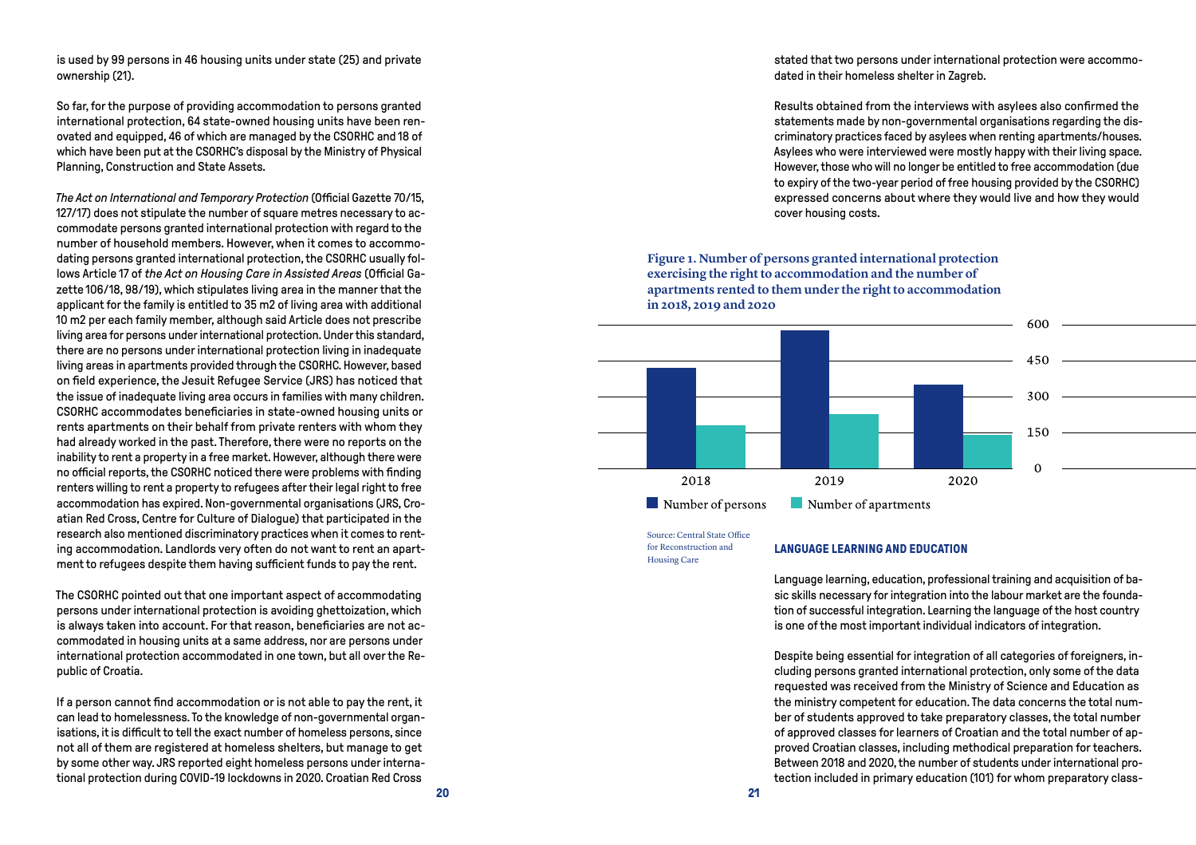is used by 99 persons in 46 housing units under state (25) and private ownership (21).

So far, for the purpose of providing accommodation to persons granted international protection, 64 state-owned housing units have been renovated and equipped, 46 of which are managed by the CSORHC and 18 of which have been put at the CSORHC's disposal by the Ministry of Physical Planning, Construction and State Assets.

*The Act on International and Temporary Protection* (Official Gazette 70/15, 127/17) does not stipulate the number of square metres necessary to accommodate persons granted international protection with regard to the number of household members. However, when it comes to accommodating persons granted international protection, the CSORHC usually follows Article 17 of *the Act on Housing Care in Assisted Areas* (Official Gazette 106/18, 98/19), which stipulates living area in the manner that the applicant for the family is entitled to 35 m2 of living area with additional 10 m2 per each family member, although said Article does not prescribe living area for persons under international protection. Under this standard, there are no persons under international protection living in inadequate living areas in apartments provided through the CSORHC. However, based on field experience, the Jesuit Refugee Service (JRS) has noticed that the issue of inadequate living area occurs in families with many children. CSORHC accommodates beneficiaries in state-owned housing units or rents apartments on their behalf from private renters with whom they had already worked in the past. Therefore, there were no reports on the inability to rent a property in a free market. However, although there were no official reports, the CSORHC noticed there were problems with finding renters willing to rent a property to refugees after their legal right to free accommodation has expired. Non-governmental organisations (JRS, Croatian Red Cross, Centre for Culture of Dialogue) that participated in the research also mentioned discriminatory practices when it comes to renting accommodation. Landlords very often do not want to rent an apartment to refugees despite them having sufficient funds to pay the rent.

The CSORHC pointed out that one important aspect of accommodating persons under international protection is avoiding ghettoization, which is always taken into account. For that reason, beneficiaries are not accommodated in housing units at a same address, nor are persons under international protection accommodated in one town, but all over the Republic of Croatia.

If a person cannot find accommodation or is not able to pay the rent, it can lead to homelessness. To the knowledge of non-governmental organisations, it is difficult to tell the exact number of homeless persons, since not all of them are registered at homeless shelters, but manage to get by some other way. JRS reported eight homeless persons under international protection during COVID-19 lockdowns in 2020. Croatian Red Cross stated that two persons under international protection were accommodated in their homeless shelter in Zagreb.

Results obtained from the interviews with asylees also confirmed the statements made by non-governmental organisations regarding the discriminatory practices faced by asylees when renting apartments/houses. Asylees who were interviewed were mostly happy with their living space. However, those who will no longer be entitled to free accommodation (due to expiry of the two-year period of free housing provided by the CSORHC) expressed concerns about where they would live and how they would cover housing costs.

**Figure 1. Number of persons granted international protection exercising the right to accommodation and the number of apartments rented to them under the right to accommodation in 2018, 2019 and 2020**

[Bar chart: Number of persons and Number of apartments for 2018, 2019, 2020; y-axis 0–600]

Source: Central State Office for Reconstruction and Housing Care

## LANGUAGE LEARNING AND EDUCATION

Language learning, education, professional training and acquisition of basic skills necessary for integration into the labour market are the foundation of successful integration. Learning the language of the host country is one of the most important individual indicators of integration.

Despite being essential for integration of all categories of foreigners, including persons granted international protection, only some of the data requested was received from the Ministry of Science and Education as the ministry competent for education. The data concerns the total number of students approved to take preparatory classes, the total number of approved classes for learners of Croatian and the total number of approved Croatian classes, including methodical preparation for teachers. Between 2018 and 2020, the number of students under international protection included in primary education (101) for whom preparatory class-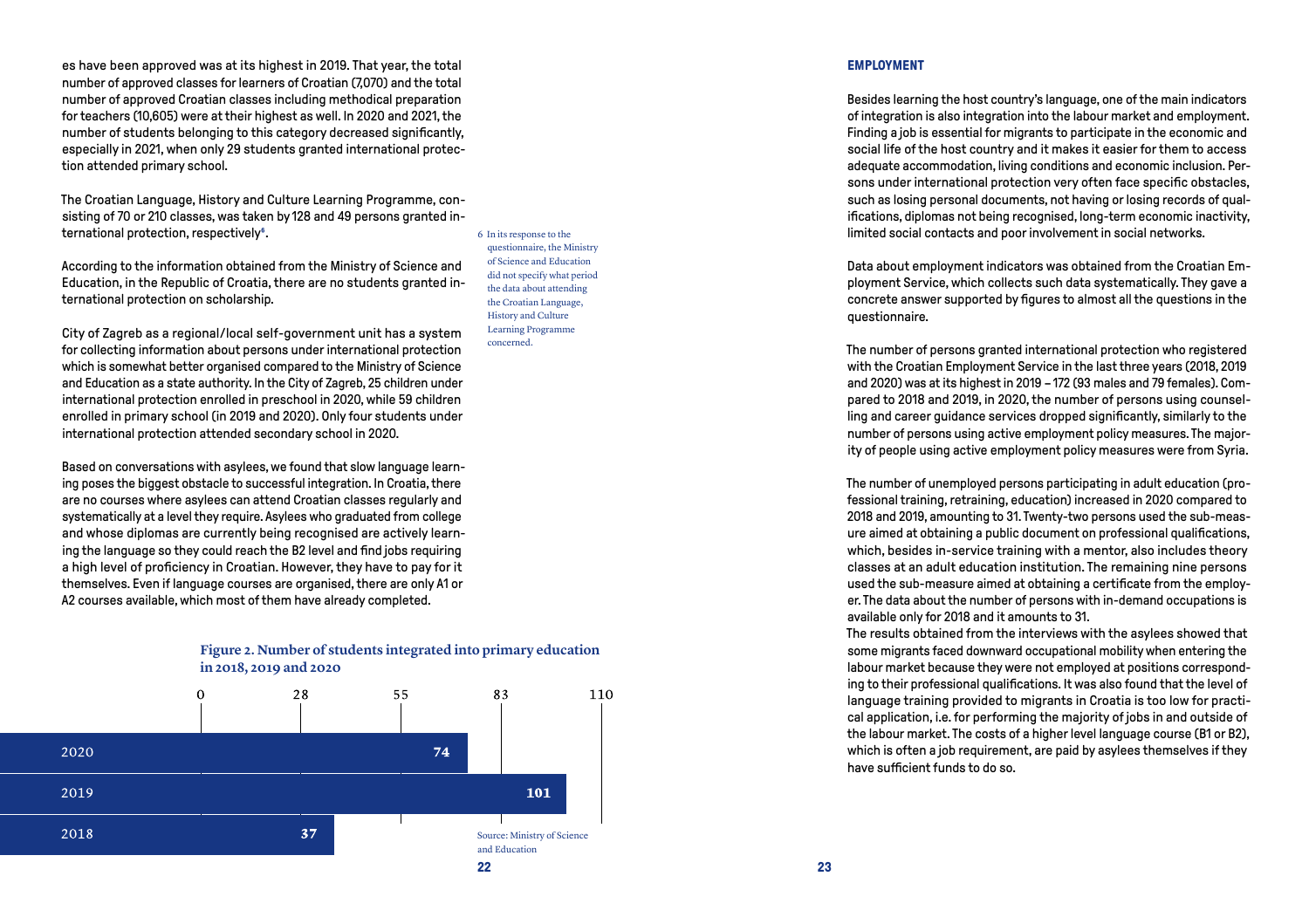es have been approved was at its highest in 2019. That year, the total number of approved classes for learners of Croatian (7,070) and the total number of approved Croatian classes including methodical preparation for teachers (10,605) were at their highest as well. In 2020 and 2021, the number of students belonging to this category decreased significantly, especially in 2021, when only 29 students granted international protection attended primary school.

The Croatian Language, History and Culture Learning Programme, consisting of 70 or 210 classes, was taken by 128 and 49 persons granted international protection, respectively[6].

According to the information obtained from the Ministry of Science and Education, in the Republic of Croatia, there are no students granted international protection on scholarship.

City of Zagreb as a regional/local self-government unit has a system for collecting information about persons under international protection which is somewhat better organised compared to the Ministry of Science and Education as a state authority. In the City of Zagreb, 25 children under international protection enrolled in preschool in 2020, while 59 children enrolled in primary school (in 2019 and 2020). Only four students under international protection attended secondary school in 2020.

Based on conversations with asylees, we found that slow language learning poses the biggest obstacle to successful integration. In Croatia, there are no courses where asylees can attend Croatian classes regularly and systematically at a level they require. Asylees who graduated from college and whose diplomas are currently being recognised are actively learning the language so they could reach the B2 level and find jobs requiring a high level of proficiency in Croatian. However, they have to pay for it themselves. Even if language courses are organised, there are only A1 or A2 courses available, which most of them have already completed.

6 In its response to the questionnaire, the Ministry of Science and Education did not specify what period the data about attending the Croatian Language, History and Culture Learning Programme concerned.

**Figure 2. Number of students integrated into primary education in 2018, 2019 and 2020**

| Year | Number of students |
|---|---|
| 2020 | 74 |
| 2019 | 101 |
| 2018 | 37 |

Source: Ministry of Science and Education

## EMPLOYMENT

Besides learning the host country's language, one of the main indicators of integration is also integration into the labour market and employment. Finding a job is essential for migrants to participate in the economic and social life of the host country and it makes it easier for them to access adequate accommodation, living conditions and economic inclusion. Persons under international protection very often face specific obstacles, such as losing personal documents, not having or losing records of qualifications, diplomas not being recognised, long-term economic inactivity, limited social contacts and poor involvement in social networks.

Data about employment indicators was obtained from the Croatian Employment Service, which collects such data systematically. They gave a concrete answer supported by figures to almost all the questions in the questionnaire.

The number of persons granted international protection who registered with the Croatian Employment Service in the last three years (2018, 2019 and 2020) was at its highest in 2019 – 172 (93 males and 79 females). Compared to 2018 and 2019, in 2020, the number of persons using counselling and career guidance services dropped significantly, similarly to the number of persons using active employment policy measures. The majority of people using active employment policy measures were from Syria.

The number of unemployed persons participating in adult education (professional training, retraining, education) increased in 2020 compared to 2018 and 2019, amounting to 31. Twenty-two persons used the sub-measure aimed at obtaining a public document on professional qualifications, which, besides in-service training with a mentor, also includes theory classes at an adult education institution. The remaining nine persons used the sub-measure aimed at obtaining a certificate from the employer. The data about the number of persons with in-demand occupations is available only for 2018 and it amounts to 31.

The results obtained from the interviews with the asylees showed that some migrants faced downward occupational mobility when entering the labour market because they were not employed at positions corresponding to their professional qualifications. It was also found that the level of language training provided to migrants in Croatia is too low for practical application, i.e. for performing the majority of jobs in and outside of the labour market. The costs of a higher level language course (B1 or B2), which is often a job requirement, are paid by asylees themselves if they have sufficient funds to do so.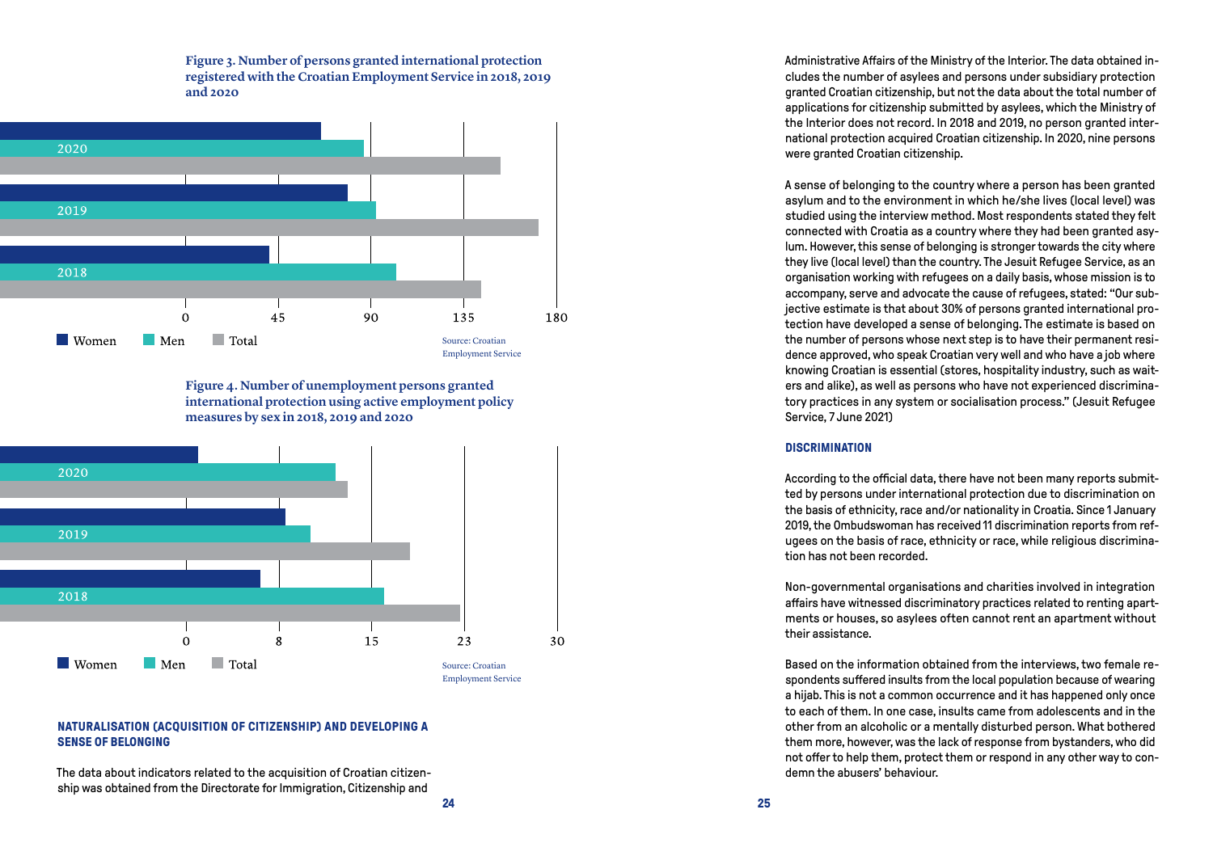**Figure 3. Number of persons granted international protection registered with the Croatian Employment Service in 2018, 2019 and 2020**

Women | Men | Total

Source: Croatian Employment Service

**Figure 4. Number of unemployment persons granted international protection using active employment policy measures by sex in 2018, 2019 and 2020**

Women | Men | Total

Source: Croatian Employment Service

## NATURALISATION (ACQUISITION OF CITIZENSHIP) AND DEVELOPING A SENSE OF BELONGING

The data about indicators related to the acquisition of Croatian citizenship was obtained from the Directorate for Immigration, Citizenship and Administrative Affairs of the Ministry of the Interior. The data obtained includes the number of asylees and persons under subsidiary protection granted Croatian citizenship, but not the data about the total number of applications for citizenship submitted by asylees, which the Ministry of the Interior does not record. In 2018 and 2019, no person granted international protection acquired Croatian citizenship. In 2020, nine persons were granted Croatian citizenship.

A sense of belonging to the country where a person has been granted asylum and to the environment in which he/she lives (local level) was studied using the interview method. Most respondents stated they felt connected with Croatia as a country where they had been granted asylum. However, this sense of belonging is stronger towards the city where they live (local level) than the country. The Jesuit Refugee Service, as an organisation working with refugees on a daily basis, whose mission is to accompany, serve and advocate the cause of refugees, stated: "Our subjective estimate is that about 30% of persons granted international protection have developed a sense of belonging. The estimate is based on the number of persons whose next step is to have their permanent residence approved, who speak Croatian very well and who have a job where knowing Croatian is essential (stores, hospitality industry, such as waiters and alike), as well as persons who have not experienced discriminatory practices in any system or socialisation process." (Jesuit Refugee Service, 7 June 2021)

## DISCRIMINATION

According to the official data, there have not been many reports submitted by persons under international protection due to discrimination on the basis of ethnicity, race and/or nationality in Croatia. Since 1 January 2019, the Ombudswoman has received 11 discrimination reports from refugees on the basis of race, ethnicity or race, while religious discrimination has not been recorded.

Non-governmental organisations and charities involved in integration affairs have witnessed discriminatory practices related to renting apartments or houses, so asylees often cannot rent an apartment without their assistance.

Based on the information obtained from the interviews, two female respondents suffered insults from the local population because of wearing a hijab. This is not a common occurrence and it has happened only once to each of them. In one case, insults came from adolescents and in the other from an alcoholic or a mentally disturbed person. What bothered them more, however, was the lack of response from bystanders, who did not offer to help them, protect them or respond in any other way to condemn the abusers' behaviour.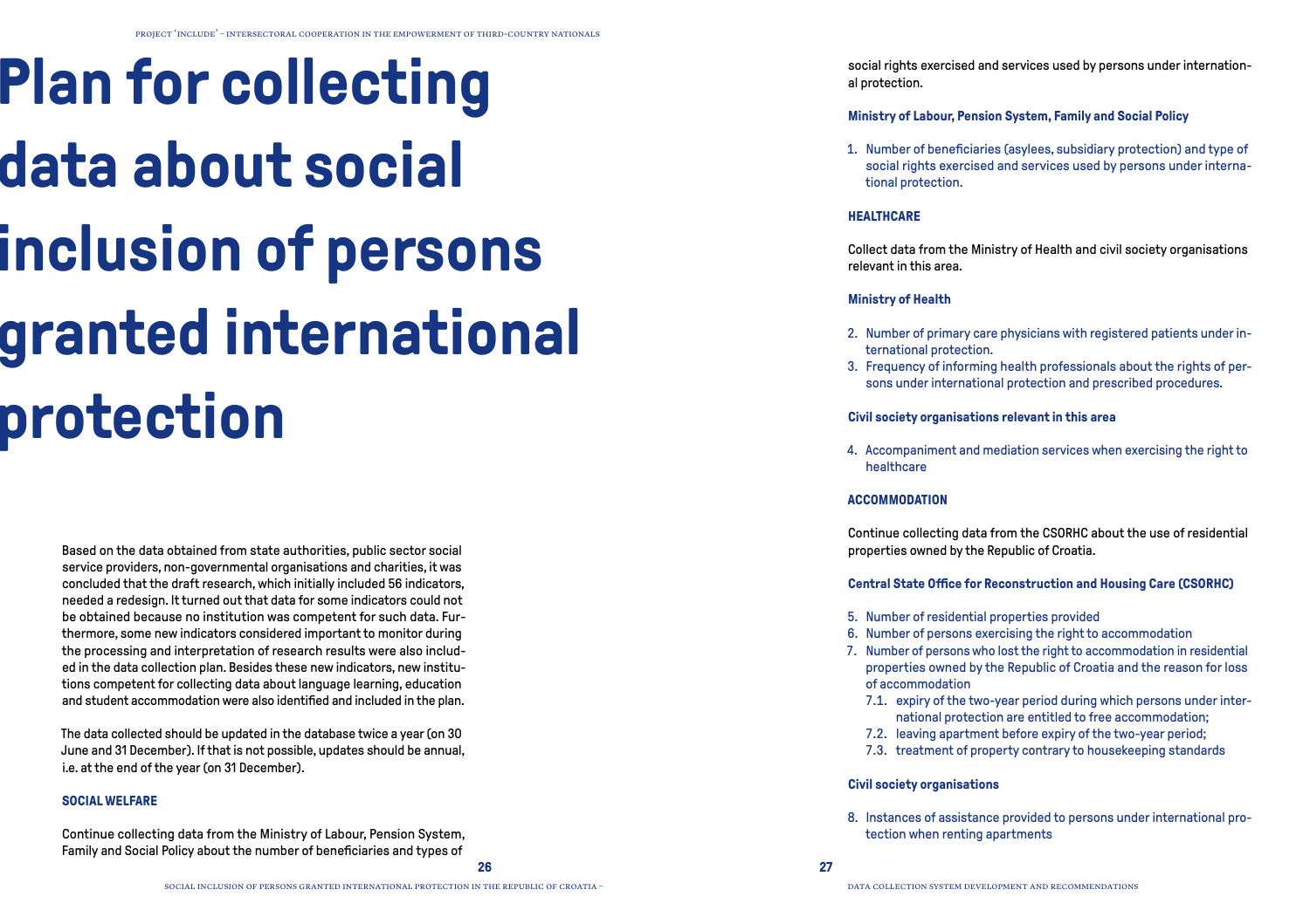# Plan for collecting data about social inclusion of persons granted international protection

Based on the data obtained from state authorities, public sector social service providers, non-governmental organisations and charities, it was concluded that the draft research, which initially included 56 indicators, needed a redesign. It turned out that data for some indicators could not be obtained because no institution was competent for such data. Furthermore, some new indicators considered important to monitor during the processing and interpretation of research results were also included in the data collection plan. Besides these new indicators, new institutions competent for collecting data about language learning, education and student accommodation were also identified and included in the plan.

The data collected should be updated in the database twice a year (on 30 June and 31 December). If that is not possible, updates should be annual, i.e. at the end of the year (on 31 December).

### SOCIAL WELFARE

Continue collecting data from the Ministry of Labour, Pension System, Family and Social Policy about the number of beneficiaries and types of social rights exercised and services used by persons under international protection.

#### Ministry of Labour, Pension System, Family and Social Policy

1. Number of beneficiaries (asylees, subsidiary protection) and type of social rights exercised and services used by persons under international protection.

### HEALTHCARE

Collect data from the Ministry of Health and civil society organisations relevant in this area.

#### Ministry of Health

2. Number of primary care physicians with registered patients under international protection.
3. Frequency of informing health professionals about the rights of persons under international protection and prescribed procedures.

#### Civil society organisations relevant in this area

4. Accompaniment and mediation services when exercising the right to healthcare

### ACCOMMODATION

Continue collecting data from the CSORHC about the use of residential properties owned by the Republic of Croatia.

#### Central State Office for Reconstruction and Housing Care (CSORHC)

5. Number of residential properties provided
6. Number of persons exercising the right to accommodation
7. Number of persons who lost the right to accommodation in residential properties owned by the Republic of Croatia and the reason for loss of accommodation
   - 7.1. expiry of the two-year period during which persons under international protection are entitled to free accommodation;
   - 7.2. leaving apartment before expiry of the two-year period;
   - 7.3. treatment of property contrary to housekeeping standards

#### Civil society organisations

8. Instances of assistance provided to persons under international protection when renting apartments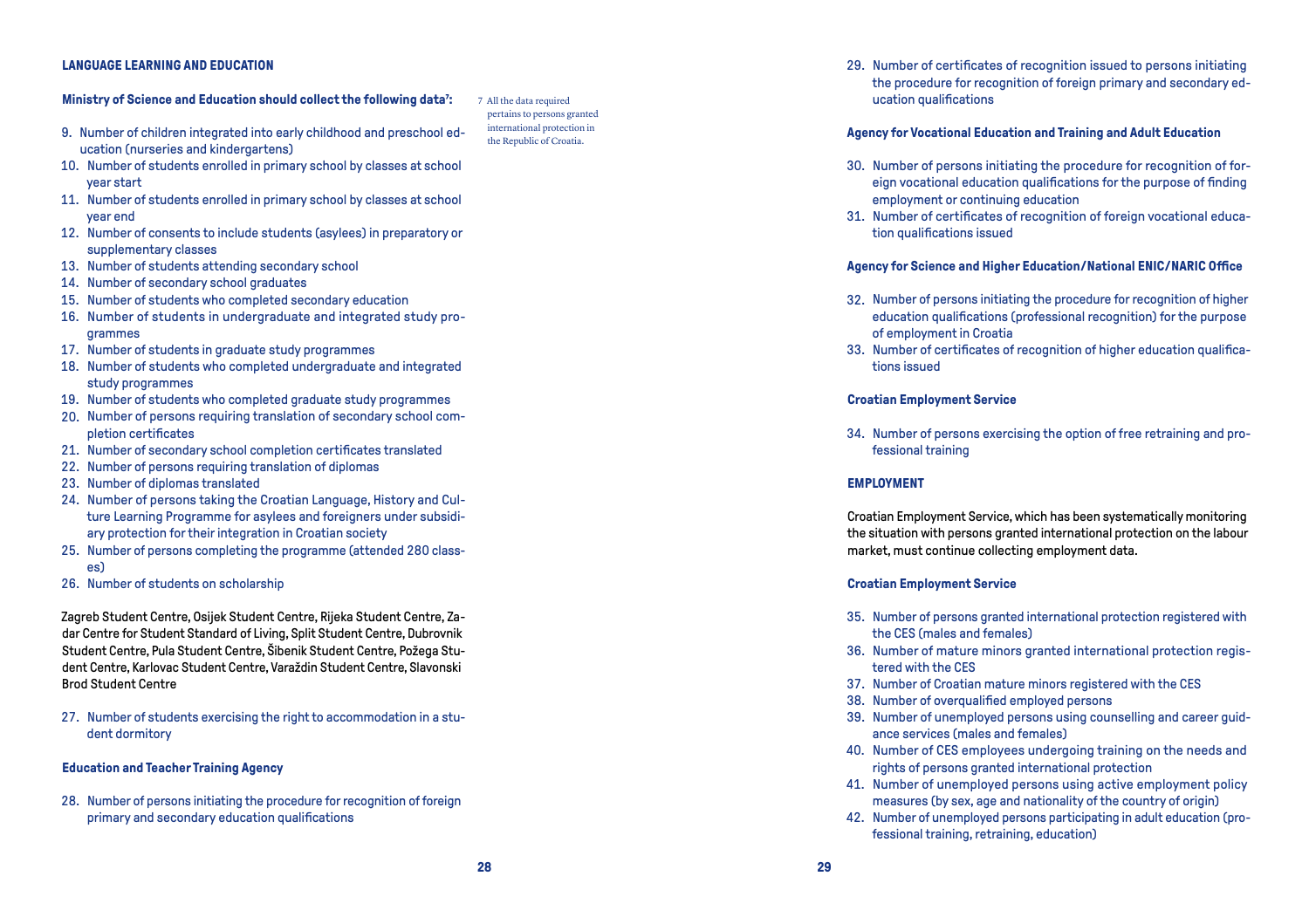## LANGUAGE LEARNING AND EDUCATION

**Ministry of Science and Education should collect the following data[7]:**

9. Number of children integrated into early childhood and preschool education (nurseries and kindergartens)
10. Number of students enrolled in primary school by classes at school year start
11. Number of students enrolled in primary school by classes at school year end
12. Number of consents to include students (asylees) in preparatory or supplementary classes
13. Number of students attending secondary school
14. Number of secondary school graduates
15. Number of students who completed secondary education
16. Number of students in undergraduate and integrated study programmes
17. Number of students in graduate study programmes
18. Number of students who completed undergraduate and integrated study programmes
19. Number of students who completed graduate study programmes
20. Number of persons requiring translation of secondary school completion certificates
21. Number of secondary school completion certificates translated
22. Number of persons requiring translation of diplomas
23. Number of diplomas translated
24. Number of persons taking the Croatian Language, History and Culture Learning Programme for asylees and foreigners under subsidiary protection for their integration in Croatian society
25. Number of persons completing the programme (attended 280 classes)
26. Number of students on scholarship

7 All the data required pertains to persons granted international protection in the Republic of Croatia.

**Zagreb Student Centre, Osijek Student Centre, Rijeka Student Centre, Zadar Centre for Student Standard of Living, Split Student Centre, Dubrovnik Student Centre, Pula Student Centre, Šibenik Student Centre, Požega Student Centre, Karlovac Student Centre, Varaždin Student Centre, Slavonski Brod Student Centre**

27. Number of students exercising the right to accommodation in a student dormitory

**Education and Teacher Training Agency**

28. Number of persons initiating the procedure for recognition of foreign primary and secondary education qualifications
29. Number of certificates of recognition issued to persons initiating the procedure for recognition of foreign primary and secondary education qualifications

**Agency for Vocational Education and Training and Adult Education**

30. Number of persons initiating the procedure for recognition of foreign vocational education qualifications for the purpose of finding employment or continuing education
31. Number of certificates of recognition of foreign vocational education qualifications issued

**Agency for Science and Higher Education/National ENIC/NARIC Office**

32. Number of persons initiating the procedure for recognition of higher education qualifications (professional recognition) for the purpose of employment in Croatia
33. Number of certificates of recognition of higher education qualifications issued

**Croatian Employment Service**

34. Number of persons exercising the option of free retraining and professional training

## EMPLOYMENT

**Croatian Employment Service, which has been systematically monitoring the situation with persons granted international protection on the labour market, must continue collecting employment data.**

**Croatian Employment Service**

35. Number of persons granted international protection registered with the CES (males and females)
36. Number of mature minors granted international protection registered with the CES
37. Number of Croatian mature minors registered with the CES
38. Number of overqualified employed persons
39. Number of unemployed persons using counselling and career guidance services (males and females)
40. Number of CES employees undergoing training on the needs and rights of persons granted international protection
41. Number of unemployed persons using active employment policy measures (by sex, age and nationality of the country of origin)
42. Number of unemployed persons participating in adult education (professional training, retraining, education)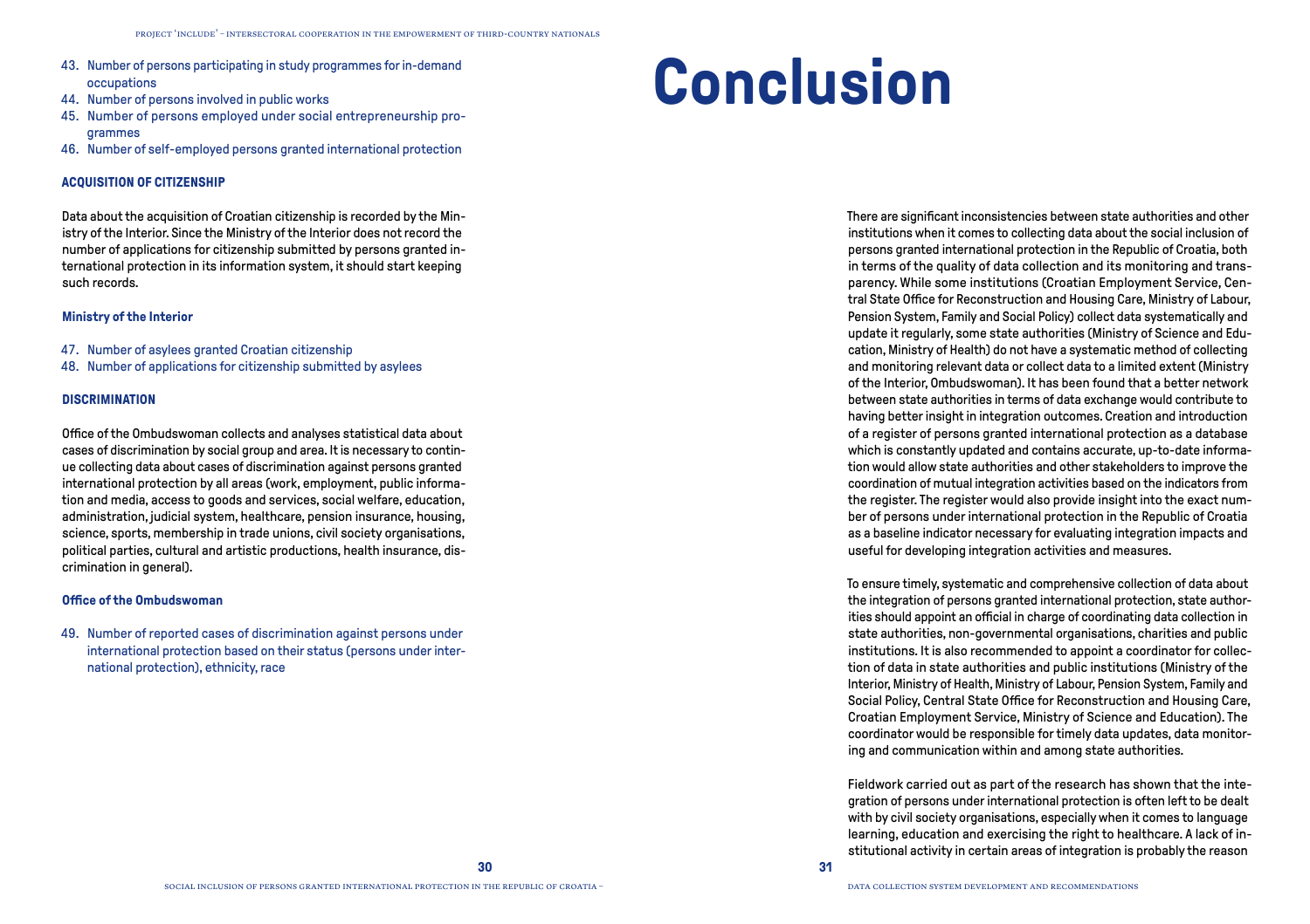43. Number of persons participating in study programmes for in-demand occupations
44. Number of persons involved in public works
45. Number of persons employed under social entrepreneurship programmes
46. Number of self-employed persons granted international protection

#### ACQUISITION OF CITIZENSHIP

Data about the acquisition of Croatian citizenship is recorded by the Ministry of the Interior. Since the Ministry of the Interior does not record the number of applications for citizenship submitted by persons granted international protection in its information system, it should start keeping such records.

**Ministry of the Interior**

47. Number of asylees granted Croatian citizenship
48. Number of applications for citizenship submitted by asylees

#### DISCRIMINATION

Office of the Ombudswoman collects and analyses statistical data about cases of discrimination by social group and area. It is necessary to continue collecting data about cases of discrimination against persons granted international protection by all areas (work, employment, public information and media, access to goods and services, social welfare, education, administration, judicial system, healthcare, pension insurance, housing, science, sports, membership in trade unions, civil society organisations, political parties, cultural and artistic productions, health insurance, discrimination in general).

**Office of the Ombudswoman**

49. Number of reported cases of discrimination against persons under international protection based on their status (persons under international protection), ethnicity, race

# Conclusion

There are significant inconsistencies between state authorities and other institutions when it comes to collecting data about the social inclusion of persons granted international protection in the Republic of Croatia, both in terms of the quality of data collection and its monitoring and transparency. While some institutions (Croatian Employment Service, Central State Office for Reconstruction and Housing Care, Ministry of Labour, Pension System, Family and Social Policy) collect data systematically and update it regularly, some state authorities (Ministry of Science and Education, Ministry of Health) do not have a systematic method of collecting and monitoring relevant data or collect data to a limited extent (Ministry of the Interior, Ombudswoman). It has been found that a better network between state authorities in terms of data exchange would contribute to having better insight in integration outcomes. Creation and introduction of a register of persons granted international protection as a database which is constantly updated and contains accurate, up-to-date information would allow state authorities and other stakeholders to improve the coordination of mutual integration activities based on the indicators from the register. The register would also provide insight into the exact number of persons under international protection in the Republic of Croatia as a baseline indicator necessary for evaluating integration impacts and useful for developing integration activities and measures.

To ensure timely, systematic and comprehensive collection of data about the integration of persons granted international protection, state authorities should appoint an official in charge of coordinating data collection in state authorities, non-governmental organisations, charities and public institutions. It is also recommended to appoint a coordinator for collection of data in state authorities and public institutions (Ministry of the Interior, Ministry of Health, Ministry of Labour, Pension System, Family and Social Policy, Central State Office for Reconstruction and Housing Care, Croatian Employment Service, Ministry of Science and Education). The coordinator would be responsible for timely data updates, data monitoring and communication within and among state authorities.

Fieldwork carried out as part of the research has shown that the integration of persons under international protection is often left to be dealt with by civil society organisations, especially when it comes to language learning, education and exercising the right to healthcare. A lack of institutional activity in certain areas of integration is probably the reason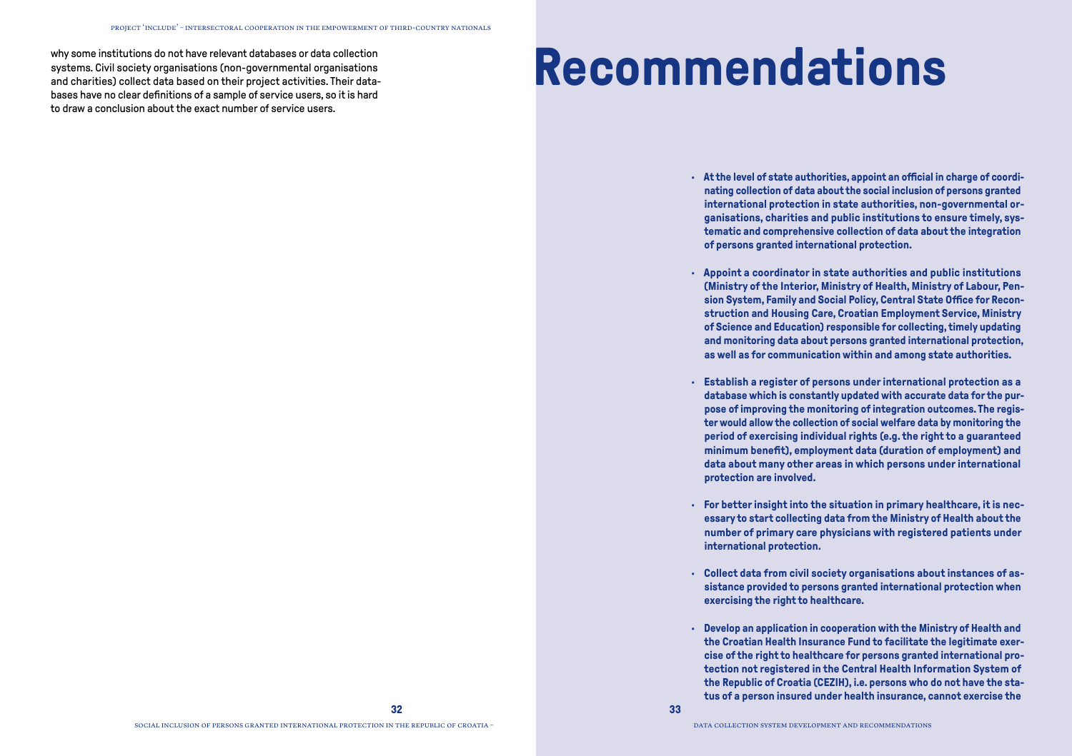why some institutions do not have relevant databases or data collection systems. Civil society organisations (non-governmental organisations and charities) collect data based on their project activities. Their databases have no clear definitions of a sample of service users, so it is hard to draw a conclusion about the exact number of service users.

# Recommendations

- **At the level of state authorities, appoint an official in charge of coordinating collection of data about the social inclusion of persons granted international protection in state authorities, non-governmental organisations, charities and public institutions to ensure timely, systematic and comprehensive collection of data about the integration of persons granted international protection.**

- **Appoint a coordinator in state authorities and public institutions (Ministry of the Interior, Ministry of Health, Ministry of Labour, Pension System, Family and Social Policy, Central State Office for Reconstruction and Housing Care, Croatian Employment Service, Ministry of Science and Education) responsible for collecting, timely updating and monitoring data about persons granted international protection, as well as for communication within and among state authorities.**

- **Establish a register of persons under international protection as a database which is constantly updated with accurate data for the purpose of improving the monitoring of integration outcomes. The register would allow the collection of social welfare data by monitoring the period of exercising individual rights (e.g. the right to a guaranteed minimum benefit), employment data (duration of employment) and data about many other areas in which persons under international protection are involved.**

- **For better insight into the situation in primary healthcare, it is necessary to start collecting data from the Ministry of Health about the number of primary care physicians with registered patients under international protection.**

- **Collect data from civil society organisations about instances of assistance provided to persons granted international protection when exercising the right to healthcare.**

- **Develop an application in cooperation with the Ministry of Health and the Croatian Health Insurance Fund to facilitate the legitimate exercise of the right to healthcare for persons granted international protection not registered in the Central Health Information System of the Republic of Croatia (CEZIH), i.e. persons who do not have the status of a person insured under health insurance, cannot exercise the**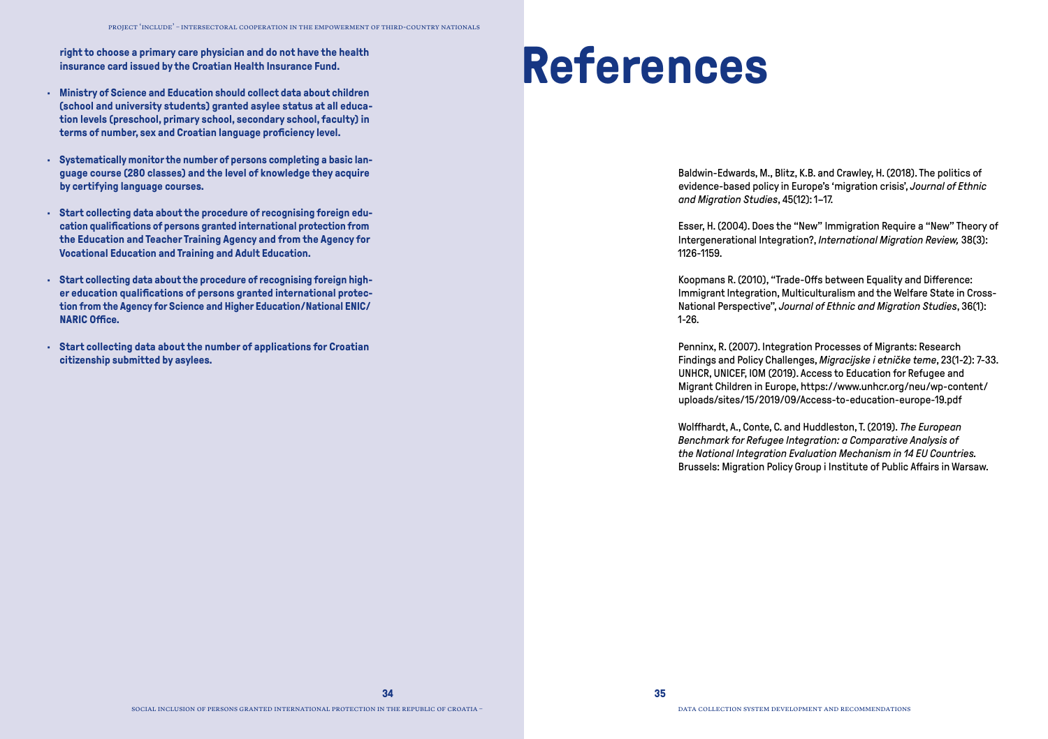**right to choose a primary care physician and do not have the health insurance card issued by the Croatian Health Insurance Fund.**

- **Ministry of Science and Education should collect data about children (school and university students) granted asylee status at all education levels (preschool, primary school, secondary school, faculty) in terms of number, sex and Croatian language proficiency level.**

- **Systematically monitor the number of persons completing a basic language course (280 classes) and the level of knowledge they acquire by certifying language courses.**

- **Start collecting data about the procedure of recognising foreign education qualifications of persons granted international protection from the Education and Teacher Training Agency and from the Agency for Vocational Education and Training and Adult Education.**

- **Start collecting data about the procedure of recognising foreign higher education qualifications of persons granted international protection from the Agency for Science and Higher Education/National ENIC/NARIC Office.**

- **Start collecting data about the number of applications for Croatian citizenship submitted by asylees.**

# References

Baldwin-Edwards, M., Blitz, K.B. and Crawley, H. (2018). The politics of evidence-based policy in Europe's 'migration crisis', *Journal of Ethnic and Migration Studies*, 45(12): 1–17.

Esser, H. (2004). Does the "New" Immigration Require a "New" Theory of Intergenerational Integration?, *International Migration Review,* 38(3): 1126-1159.

Koopmans R. (2010), "Trade-Offs between Equality and Difference: Immigrant Integration, Multiculturalism and the Welfare State in Cross-National Perspective", *Journal of Ethnic and Migration Studies*, 36(1): 1-26.

Penninx, R. (2007). Integration Processes of Migrants: Research Findings and Policy Challenges, *Migracijske i etničke teme*, 23(1-2): 7-33.
UNHCR, UNICEF, IOM (2019). Access to Education for Refugee and Migrant Children in Europe, https://www.unhcr.org/neu/wp-content/uploads/sites/15/2019/09/Access-to-education-europe-19.pdf

Wolffhardt, A., Conte, C. and Huddleston, T. (2019). *The European Benchmark for Refugee Integration: a Comparative Analysis of the National Integration Evaluation Mechanism in 14 EU Countries.* Brussels: Migration Policy Group i Institute of Public Affairs in Warsaw.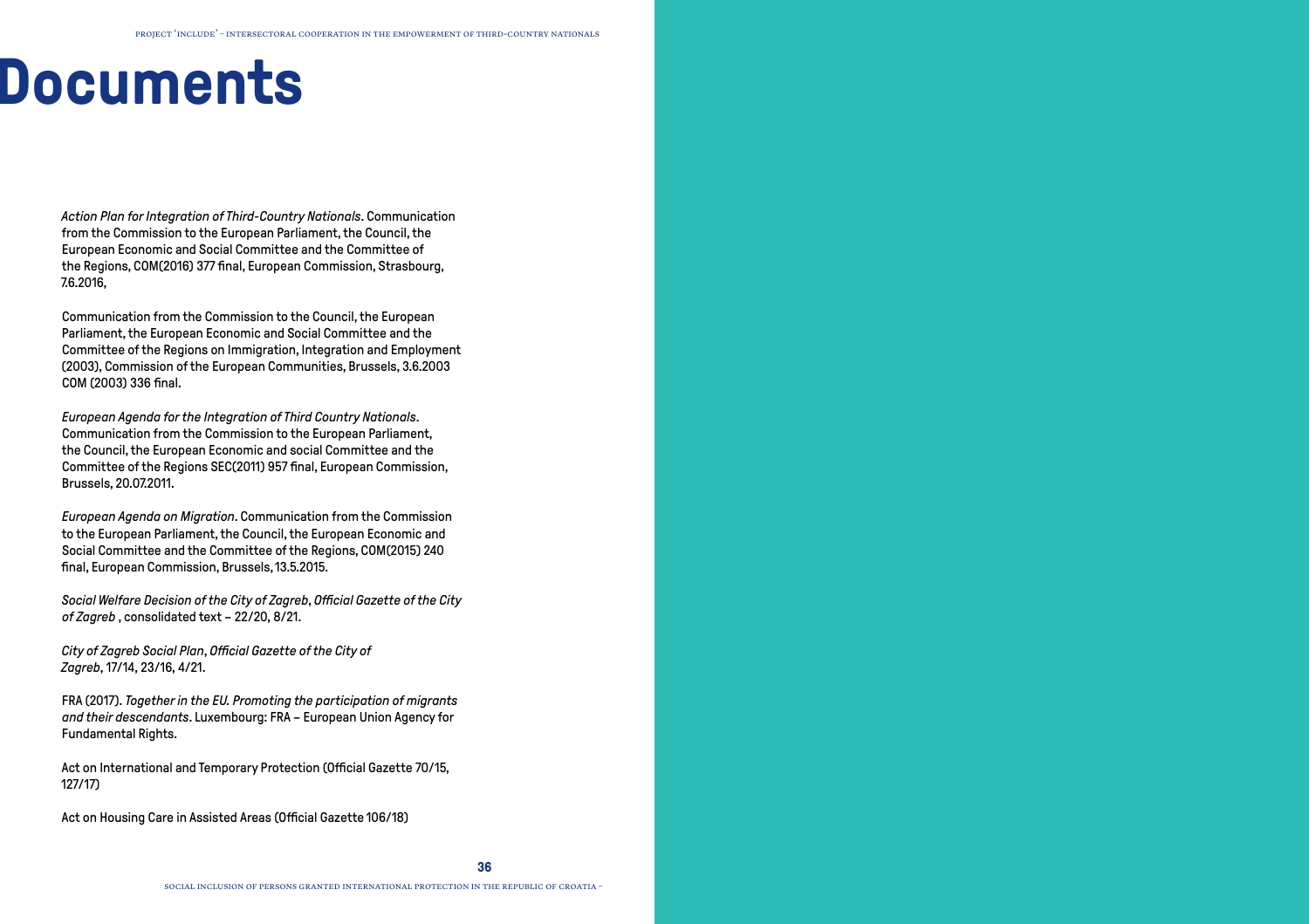# Documents

*Action Plan for Integration of Third-Country Nationals*. Communication from the Commission to the European Parliament, the Council, the European Economic and Social Committee and the Committee of the Regions, COM(2016) 377 final, European Commission, Strasbourg, 7.6.2016,

Communication from the Commission to the Council, the European Parliament, the European Economic and Social Committee and the Committee of the Regions on Immigration, Integration and Employment (2003), Commission of the European Communities, Brussels, 3.6.2003 COM (2003) 336 final.

*European Agenda for the Integration of Third Country Nationals*. Communication from the Commission to the European Parliament, the Council, the European Economic and social Committee and the Committee of the Regions SEC(2011) 957 final, European Commission, Brussels, 20.07.2011.

*European Agenda on Migration*. Communication from the Commission to the European Parliament, the Council, the European Economic and Social Committee and the Committee of the Regions, COM(2015) 240 final, European Commission, Brussels, 13.5.2015.

*Social Welfare Decision of the City of Zagreb*, *Official Gazette of the City of Zagreb* , consolidated text – 22/20, 8/21.

*City of Zagreb Social Plan*, *Official Gazette of the City of Zagreb*, 17/14, 23/16, 4/21.

FRA (2017). *Together in the EU. Promoting the participation of migrants and their descendants*. Luxembourg: FRA – European Union Agency for Fundamental Rights.

Act on International and Temporary Protection (Official Gazette 70/15, 127/17)

Act on Housing Care in Assisted Areas (Official Gazette 106/18)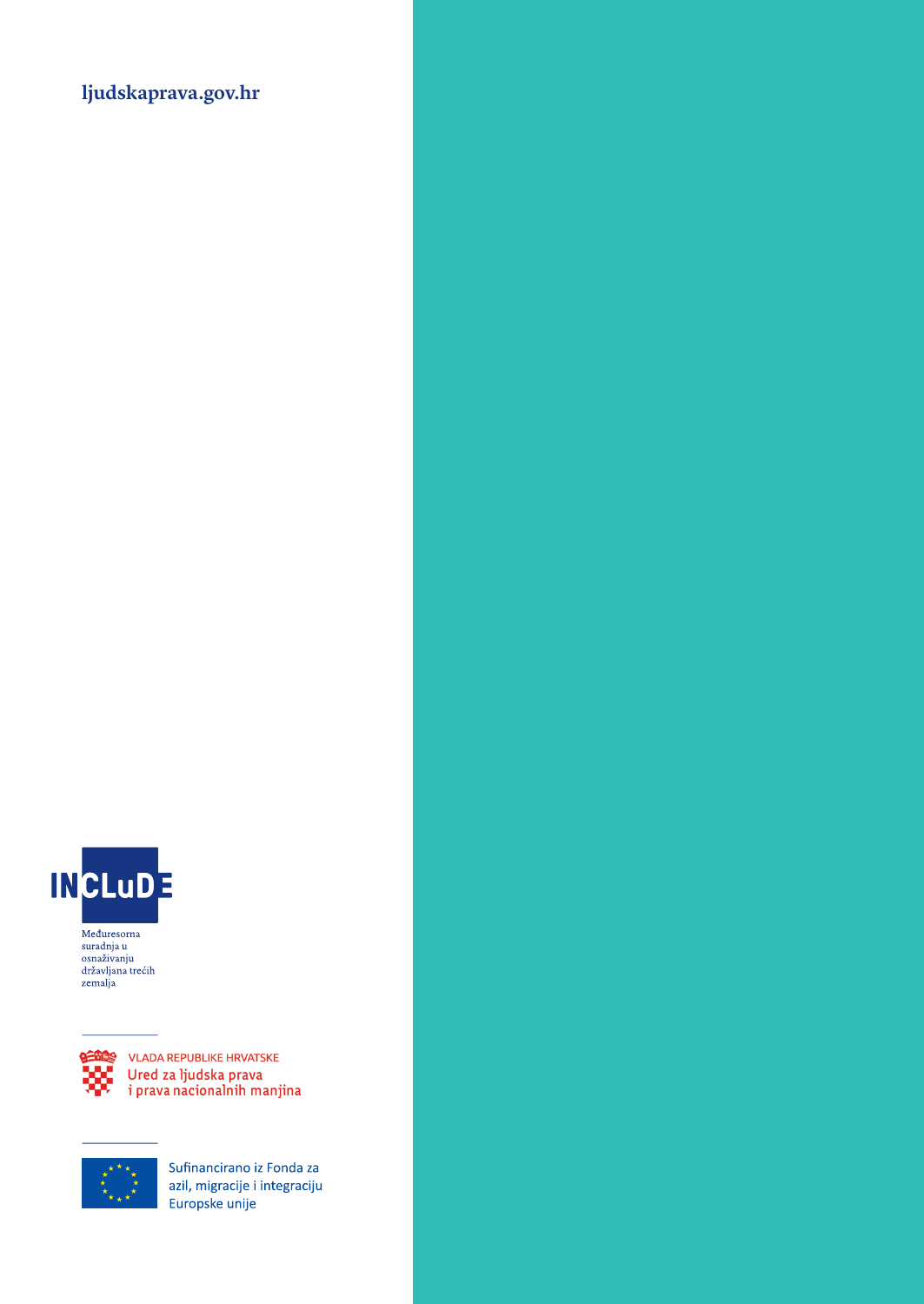ljudskaprava.gov.hr

INCLuDE

Međuresorna suradnja u osnaživanju državljana trećih zemalja

VLADA REPUBLIKE HRVATSKE
Ured za ljudska prava i prava nacionalnih manjina

Sufinancirano iz Fonda za azil, migracije i integraciju Europske unije